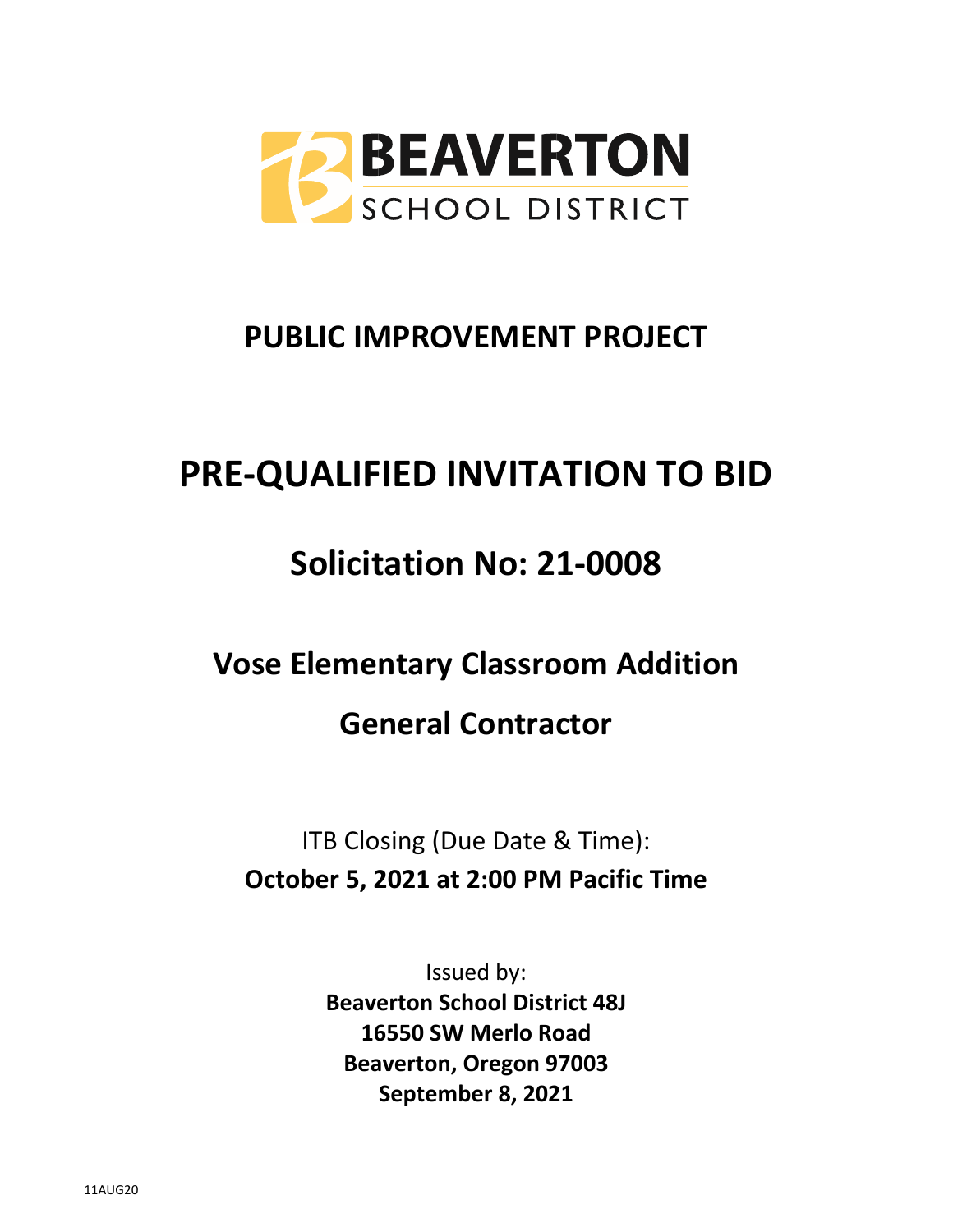BEAVERTON

SCHOOL DISTRICT

# PUBLIC IMPROVEMENT PROJECT

# PRE-QUALIFIED INVITATION TO BID

## Solicitation No: 21-0008

## Vose Elementary Classroom Addition

## General Contractor

ITB Closing (Due Date & Time):
**October 5, 2021 at 2:00 PM Pacific Time**

Issued by:
**Beaverton School District 48J**
**16550 SW Merlo Road**
**Beaverton, Oregon 97003**
**September 8, 2021**

11AUG20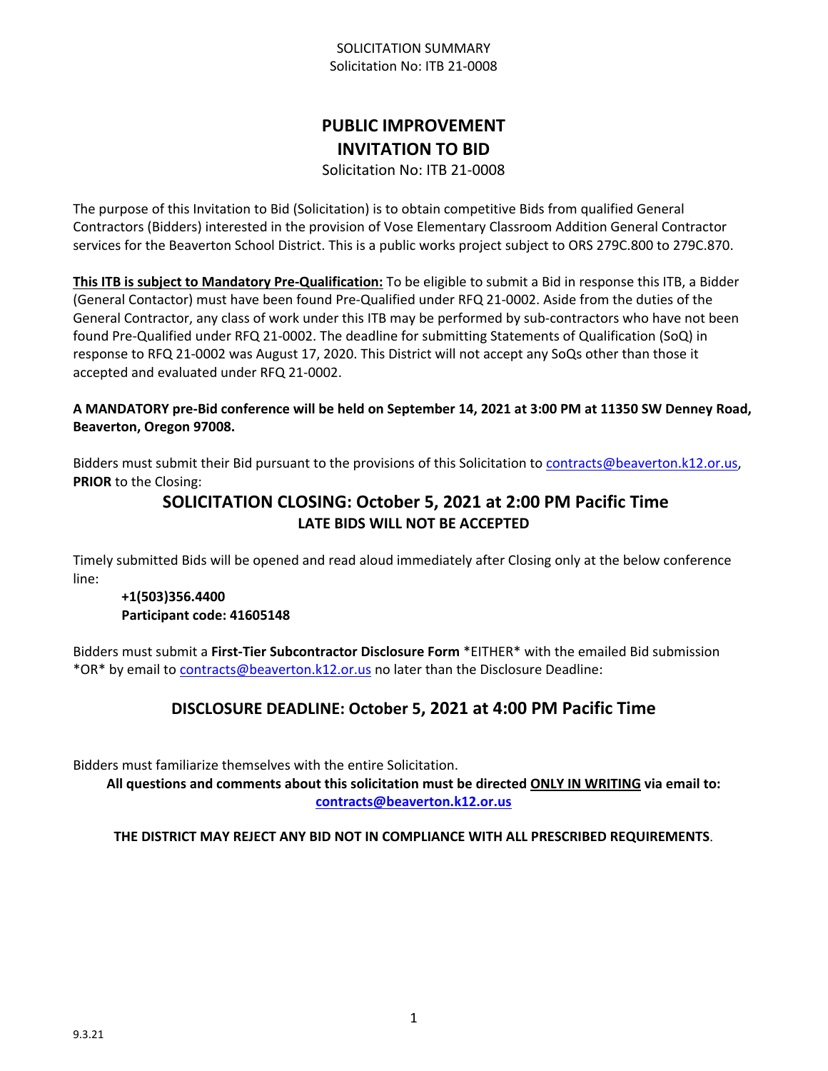# PUBLIC IMPROVEMENT INVITATION TO BID

Solicitation No: ITB 21-0008

The purpose of this Invitation to Bid (Solicitation) is to obtain competitive Bids from qualified General Contractors (Bidders) interested in the provision of Vose Elementary Classroom Addition General Contractor services for the Beaverton School District. This is a public works project subject to ORS 279C.800 to 279C.870.

**This ITB is subject to Mandatory Pre-Qualification:** To be eligible to submit a Bid in response this ITB, a Bidder (General Contactor) must have been found Pre-Qualified under RFQ 21-0002. Aside from the duties of the General Contractor, any class of work under this ITB may be performed by sub-contractors who have not been found Pre-Qualified under RFQ 21-0002. The deadline for submitting Statements of Qualification (SoQ) in response to RFQ 21-0002 was August 17, 2020. This District will not accept any SoQs other than those it accepted and evaluated under RFQ 21-0002.

**A MANDATORY pre-Bid conference will be held on September 14, 2021 at 3:00 PM at 11350 SW Denney Road, Beaverton, Oregon 97008.**

Bidders must submit their Bid pursuant to the provisions of this Solicitation to contracts@beaverton.k12.or.us, **PRIOR** to the Closing:

## SOLICITATION CLOSING: October 5, 2021 at 2:00 PM Pacific Time

**LATE BIDS WILL NOT BE ACCEPTED**

Timely submitted Bids will be opened and read aloud immediately after Closing only at the below conference line:

**+1(503)356.4400**
**Participant code: 41605148**

Bidders must submit a **First-Tier Subcontractor Disclosure Form** *EITHER* with the emailed Bid submission *OR* by email to contracts@beaverton.k12.or.us no later than the Disclosure Deadline:

## DISCLOSURE DEADLINE: October 5, 2021 at 4:00 PM Pacific Time

Bidders must familiarize themselves with the entire Solicitation.

**All questions and comments about this solicitation must be directed ONLY IN WRITING via email to: contracts@beaverton.k12.or.us**

**THE DISTRICT MAY REJECT ANY BID NOT IN COMPLIANCE WITH ALL PRESCRIBED REQUIREMENTS**.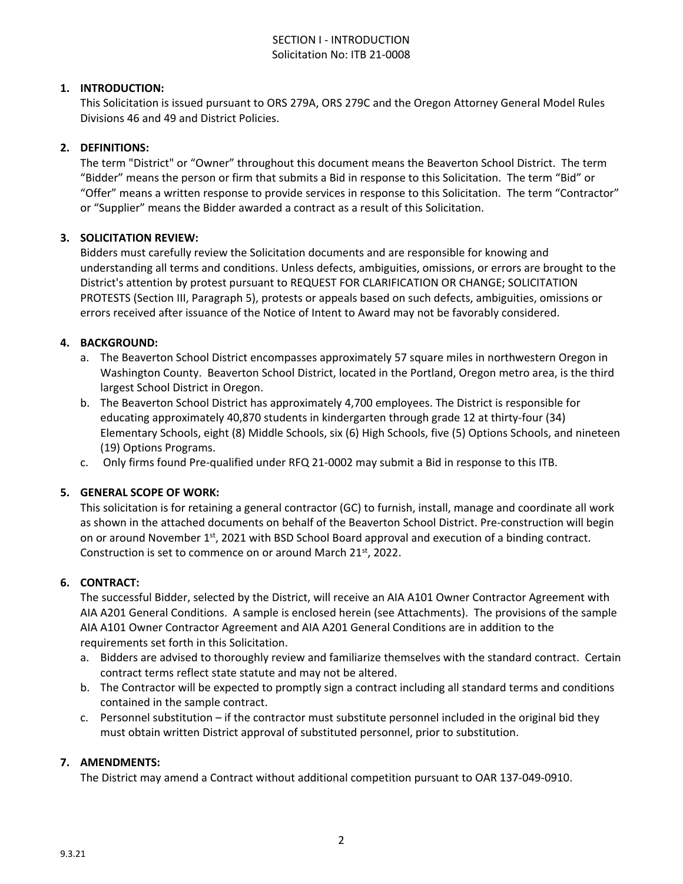# SECTION I - INTRODUCTION
Solicitation No: ITB 21-0008

1. **INTRODUCTION:**
   This Solicitation is issued pursuant to ORS 279A, ORS 279C and the Oregon Attorney General Model Rules Divisions 46 and 49 and District Policies.

2. **DEFINITIONS:**
   The term "District" or "Owner" throughout this document means the Beaverton School District. The term "Bidder" means the person or firm that submits a Bid in response to this Solicitation. The term "Bid" or "Offer" means a written response to provide services in response to this Solicitation. The term "Contractor" or "Supplier" means the Bidder awarded a contract as a result of this Solicitation.

3. **SOLICITATION REVIEW:**
   Bidders must carefully review the Solicitation documents and are responsible for knowing and understanding all terms and conditions. Unless defects, ambiguities, omissions, or errors are brought to the District's attention by protest pursuant to REQUEST FOR CLARIFICATION OR CHANGE; SOLICITATION PROTESTS (Section III, Paragraph 5), protests or appeals based on such defects, ambiguities, omissions or errors received after issuance of the Notice of Intent to Award may not be favorably considered.

4. **BACKGROUND:**
   a. The Beaverton School District encompasses approximately 57 square miles in northwestern Oregon in Washington County. Beaverton School District, located in the Portland, Oregon metro area, is the third largest School District in Oregon.
   b. The Beaverton School District has approximately 4,700 employees. The District is responsible for educating approximately 40,870 students in kindergarten through grade 12 at thirty-four (34) Elementary Schools, eight (8) Middle Schools, six (6) High Schools, five (5) Options Schools, and nineteen (19) Options Programs.
   c. Only firms found Pre-qualified under RFQ 21-0002 may submit a Bid in response to this ITB.

5. **GENERAL SCOPE OF WORK:**
   This solicitation is for retaining a general contractor (GC) to furnish, install, manage and coordinate all work as shown in the attached documents on behalf of the Beaverton School District. Pre-construction will begin on or around November 1st, 2021 with BSD School Board approval and execution of a binding contract. Construction is set to commence on or around March 21st, 2022.

6. **CONTRACT:**
   The successful Bidder, selected by the District, will receive an AIA A101 Owner Contractor Agreement with AIA A201 General Conditions. A sample is enclosed herein (see Attachments). The provisions of the sample AIA A101 Owner Contractor Agreement and AIA A201 General Conditions are in addition to the requirements set forth in this Solicitation.
   a. Bidders are advised to thoroughly review and familiarize themselves with the standard contract. Certain contract terms reflect state statute and may not be altered.
   b. The Contractor will be expected to promptly sign a contract including all standard terms and conditions contained in the sample contract.
   c. Personnel substitution – if the contractor must substitute personnel included in the original bid they must obtain written District approval of substituted personnel, prior to substitution.

7. **AMENDMENTS:**
   The District may amend a Contract without additional competition pursuant to OAR 137-049-0910.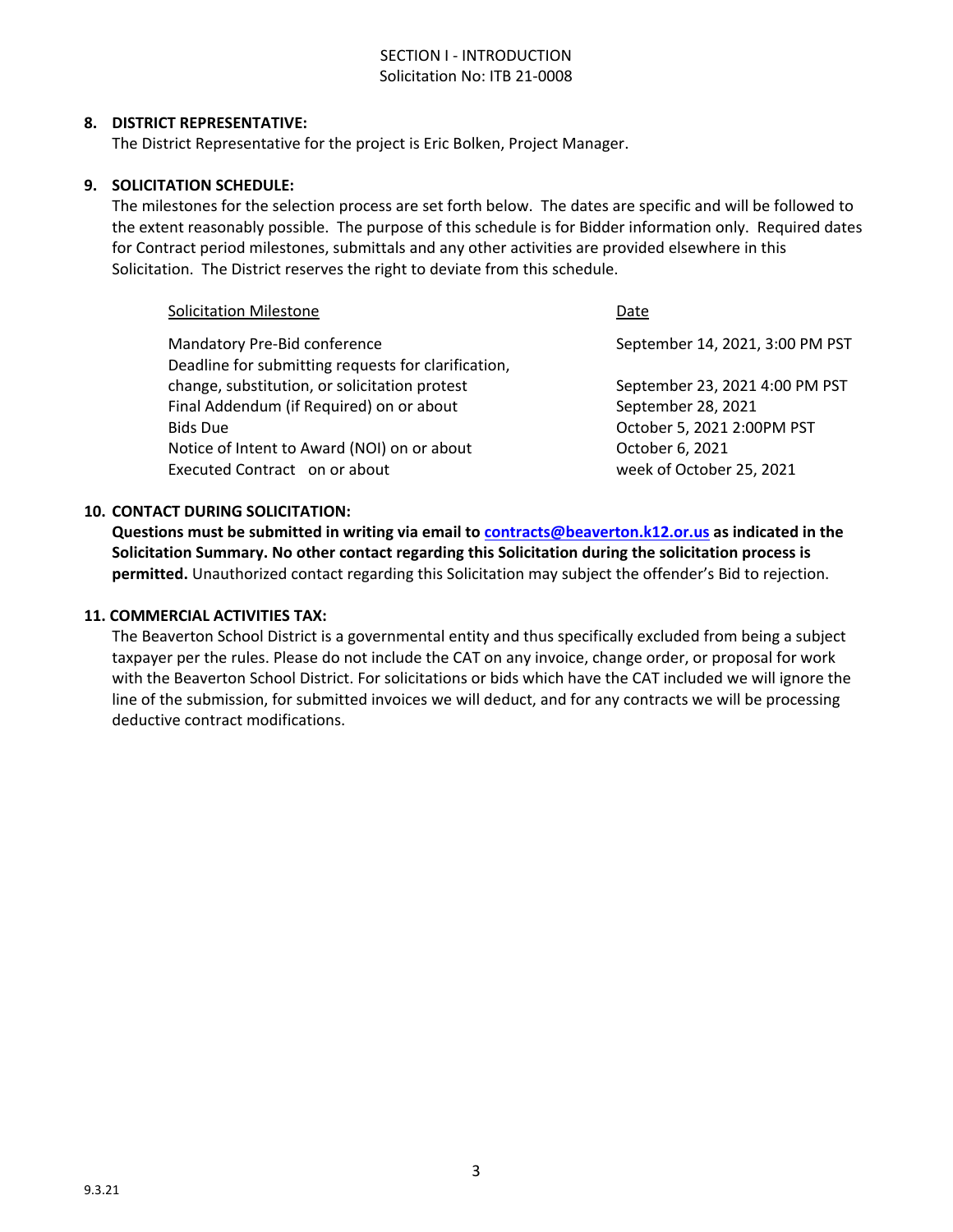SECTION I - INTRODUCTION
Solicitation No: ITB 21-0008

**8. DISTRICT REPRESENTATIVE:**

The District Representative for the project is Eric Bolken, Project Manager.

**9. SOLICITATION SCHEDULE:**

The milestones for the selection process are set forth below. The dates are specific and will be followed to the extent reasonably possible. The purpose of this schedule is for Bidder information only. Required dates for Contract period milestones, submittals and any other activities are provided elsewhere in this Solicitation. The District reserves the right to deviate from this schedule.

| Solicitation Milestone | Date |
| --- | --- |
| Mandatory Pre-Bid conference | September 14, 2021, 3:00 PM PST |
| Deadline for submitting requests for clarification, change, substitution, or solicitation protest | September 23, 2021 4:00 PM PST |
| Final Addendum (if Required) on or about | September 28, 2021 |
| Bids Due | October 5, 2021 2:00PM PST |
| Notice of Intent to Award (NOI) on or about | October 6, 2021 |
| Executed Contract on or about | week of October 25, 2021 |

**10. CONTACT DURING SOLICITATION:**

**Questions must be submitted in writing via email to contracts@beaverton.k12.or.us as indicated in the Solicitation Summary. No other contact regarding this Solicitation during the solicitation process is permitted.** Unauthorized contact regarding this Solicitation may subject the offender's Bid to rejection.

**11. COMMERCIAL ACTIVITIES TAX:**

The Beaverton School District is a governmental entity and thus specifically excluded from being a subject taxpayer per the rules. Please do not include the CAT on any invoice, change order, or proposal for work with the Beaverton School District. For solicitations or bids which have the CAT included we will ignore the line of the submission, for submitted invoices we will deduct, and for any contracts we will be processing deductive contract modifications.

9.3.21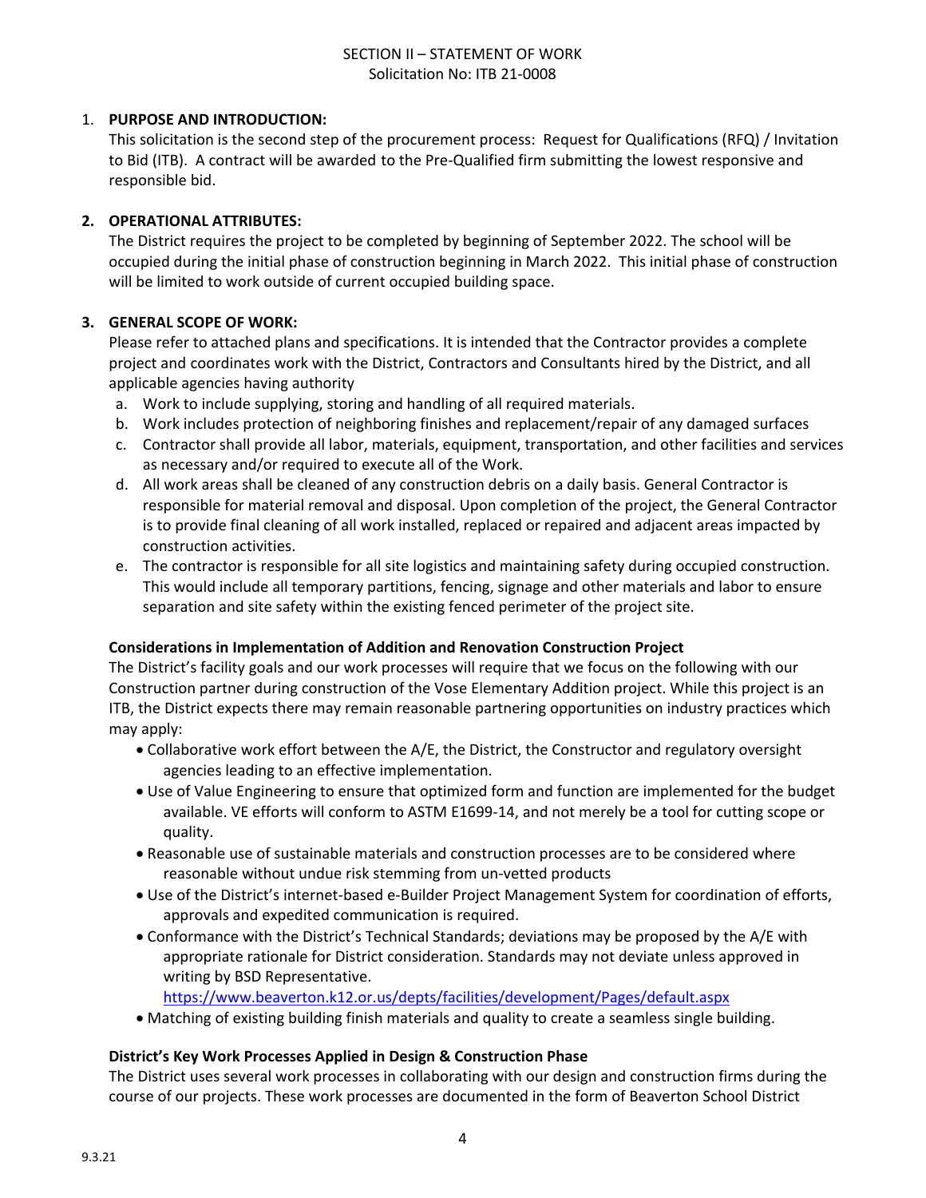SECTION II – STATEMENT OF WORK
Solicitation No: ITB 21-0008

1. **PURPOSE AND INTRODUCTION:**
   This solicitation is the second step of the procurement process: Request for Qualifications (RFQ) / Invitation to Bid (ITB). A contract will be awarded to the Pre-Qualified firm submitting the lowest responsive and responsible bid.

2. **OPERATIONAL ATTRIBUTES:**
   The District requires the project to be completed by beginning of September 2022. The school will be occupied during the initial phase of construction beginning in March 2022. This initial phase of construction will be limited to work outside of current occupied building space.

3. **GENERAL SCOPE OF WORK:**
   Please refer to attached plans and specifications. It is intended that the Contractor provides a complete project and coordinates work with the District, Contractors and Consultants hired by the District, and all applicable agencies having authority
   a. Work to include supplying, storing and handling of all required materials.
   b. Work includes protection of neighboring finishes and replacement/repair of any damaged surfaces
   c. Contractor shall provide all labor, materials, equipment, transportation, and other facilities and services as necessary and/or required to execute all of the Work.
   d. All work areas shall be cleaned of any construction debris on a daily basis. General Contractor is responsible for material removal and disposal. Upon completion of the project, the General Contractor is to provide final cleaning of all work installed, replaced or repaired and adjacent areas impacted by construction activities.
   e. The contractor is responsible for all site logistics and maintaining safety during occupied construction. This would include all temporary partitions, fencing, signage and other materials and labor to ensure separation and site safety within the existing fenced perimeter of the project site.

   **Considerations in Implementation of Addition and Renovation Construction Project**
   The District's facility goals and our work processes will require that we focus on the following with our Construction partner during construction of the Vose Elementary Addition project. While this project is an ITB, the District expects there may remain reasonable partnering opportunities on industry practices which may apply:
   - Collaborative work effort between the A/E, the District, the Constructor and regulatory oversight agencies leading to an effective implementation.
   - Use of Value Engineering to ensure that optimized form and function are implemented for the budget available. VE efforts will conform to ASTM E1699-14, and not merely be a tool for cutting scope or quality.
   - Reasonable use of sustainable materials and construction processes are to be considered where reasonable without undue risk stemming from un-vetted products
   - Use of the District's internet-based e-Builder Project Management System for coordination of efforts, approvals and expedited communication is required.
   - Conformance with the District's Technical Standards; deviations may be proposed by the A/E with appropriate rationale for District consideration. Standards may not deviate unless approved in writing by BSD Representative.
     https://www.beaverton.k12.or.us/depts/facilities/development/Pages/default.aspx
   - Matching of existing building finish materials and quality to create a seamless single building.

   **District's Key Work Processes Applied in Design & Construction Phase**
   The District uses several work processes in collaborating with our design and construction firms during the course of our projects. These work processes are documented in the form of Beaverton School District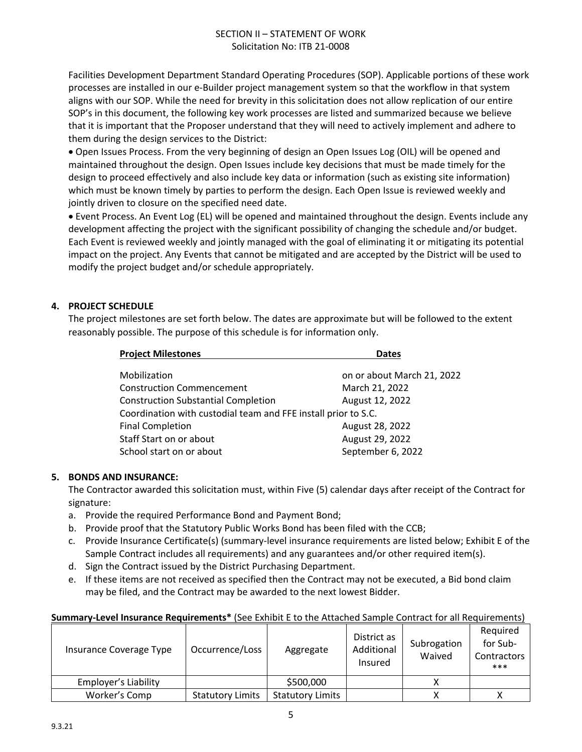Facilities Development Department Standard Operating Procedures (SOP). Applicable portions of these work processes are installed in our e-Builder project management system so that the workflow in that system aligns with our SOP. While the need for brevity in this solicitation does not allow replication of our entire SOP's in this document, the following key work processes are listed and summarized because we believe that it is important that the Proposer understand that they will need to actively implement and adhere to them during the design services to the District:

- Open Issues Process. From the very beginning of design an Open Issues Log (OIL) will be opened and maintained throughout the design. Open Issues include key decisions that must be made timely for the design to proceed effectively and also include key data or information (such as existing site information) which must be known timely by parties to perform the design. Each Open Issue is reviewed weekly and jointly driven to closure on the specified need date.
- Event Process. An Event Log (EL) will be opened and maintained throughout the design. Events include any development affecting the project with the significant possibility of changing the schedule and/or budget. Each Event is reviewed weekly and jointly managed with the goal of eliminating it or mitigating its potential impact on the project. Any Events that cannot be mitigated and are accepted by the District will be used to modify the project budget and/or schedule appropriately.

## 4. PROJECT SCHEDULE

The project milestones are set forth below. The dates are approximate but will be followed to the extent reasonably possible. The purpose of this schedule is for information only.

| Project Milestones | Dates |
|---|---|
| Mobilization | on or about March 21, 2022 |
| Construction Commencement | March 21, 2022 |
| Construction Substantial Completion | August 12, 2022 |
| Coordination with custodial team and FFE install prior to S.C. | |
| Final Completion | August 28, 2022 |
| Staff Start on or about | August 29, 2022 |
| School start on or about | September 6, 2022 |

## 5. BONDS AND INSURANCE:

The Contractor awarded this solicitation must, within Five (5) calendar days after receipt of the Contract for signature:

a. Provide the required Performance Bond and Payment Bond;
b. Provide proof that the Statutory Public Works Bond has been filed with the CCB;
c. Provide Insurance Certificate(s) (summary-level insurance requirements are listed below; Exhibit E of the Sample Contract includes all requirements) and any guarantees and/or other required item(s).
d. Sign the Contract issued by the District Purchasing Department.
e. If these items are not received as specified then the Contract may not be executed, a Bid bond claim may be filed, and the Contract may be awarded to the next lowest Bidder.

**Summary-Level Insurance Requirements*** (See Exhibit E to the Attached Sample Contract for all Requirements)

| Insurance Coverage Type | Occurrence/Loss | Aggregate | District as Additional Insured | Subrogation Waived | Required for Sub-Contractors *** |
|---|---|---|---|---|---|
| Employer's Liability | | $500,000 | | X | |
| Worker's Comp | Statutory Limits | Statutory Limits | | X | X |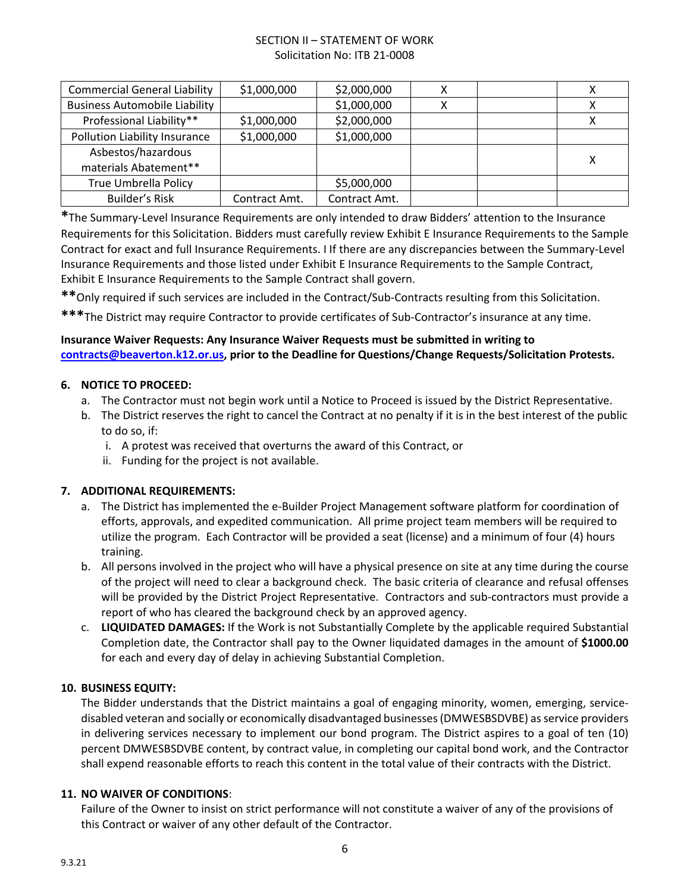| Commercial General Liability | $1,000,000 | $2,000,000 | X | | X |
|---|---|---|---|---|---|
| Business Automobile Liability | | $1,000,000 | X | | X |
| Professional Liability** | $1,000,000 | $2,000,000 | | | X |
| Pollution Liability Insurance | $1,000,000 | $1,000,000 | | | |
| Asbestos/hazardous materials Abatement** | | | | | X |
| True Umbrella Policy | | $5,000,000 | | | |
| Builder's Risk | Contract Amt. | Contract Amt. | | | |

**\***The Summary-Level Insurance Requirements are only intended to draw Bidders' attention to the Insurance Requirements for this Solicitation. Bidders must carefully review Exhibit E Insurance Requirements to the Sample Contract for exact and full Insurance Requirements. I If there are any discrepancies between the Summary-Level Insurance Requirements and those listed under Exhibit E Insurance Requirements to the Sample Contract, Exhibit E Insurance Requirements to the Sample Contract shall govern.

**\*\***Only required if such services are included in the Contract/Sub-Contracts resulting from this Solicitation.

**\*\*\***The District may require Contractor to provide certificates of Sub-Contractor's insurance at any time.

**Insurance Waiver Requests: Any Insurance Waiver Requests must be submitted in writing to contracts@beaverton.k12.or.us, prior to the Deadline for Questions/Change Requests/Solicitation Protests.**

**6. NOTICE TO PROCEED:**

a. The Contractor must not begin work until a Notice to Proceed is issued by the District Representative.
b. The District reserves the right to cancel the Contract at no penalty if it is in the best interest of the public to do so, if:
   i. A protest was received that overturns the award of this Contract, or
   ii. Funding for the project is not available.

**7. ADDITIONAL REQUIREMENTS:**

a. The District has implemented the e-Builder Project Management software platform for coordination of efforts, approvals, and expedited communication. All prime project team members will be required to utilize the program. Each Contractor will be provided a seat (license) and a minimum of four (4) hours training.
b. All persons involved in the project who will have a physical presence on site at any time during the course of the project will need to clear a background check. The basic criteria of clearance and refusal offenses will be provided by the District Project Representative. Contractors and sub-contractors must provide a report of who has cleared the background check by an approved agency.
c. **LIQUIDATED DAMAGES:** If the Work is not Substantially Complete by the applicable required Substantial Completion date, the Contractor shall pay to the Owner liquidated damages in the amount of **$1000.00** for each and every day of delay in achieving Substantial Completion.

**10. BUSINESS EQUITY:**

The Bidder understands that the District maintains a goal of engaging minority, women, emerging, service-disabled veteran and socially or economically disadvantaged businesses (DMWESBSDVBE) as service providers in delivering services necessary to implement our bond program. The District aspires to a goal of ten (10) percent DMWESBSDVBE content, by contract value, in completing our capital bond work, and the Contractor shall expend reasonable efforts to reach this content in the total value of their contracts with the District.

**11. NO WAIVER OF CONDITIONS**:

Failure of the Owner to insist on strict performance will not constitute a waiver of any of the provisions of this Contract or waiver of any other default of the Contractor.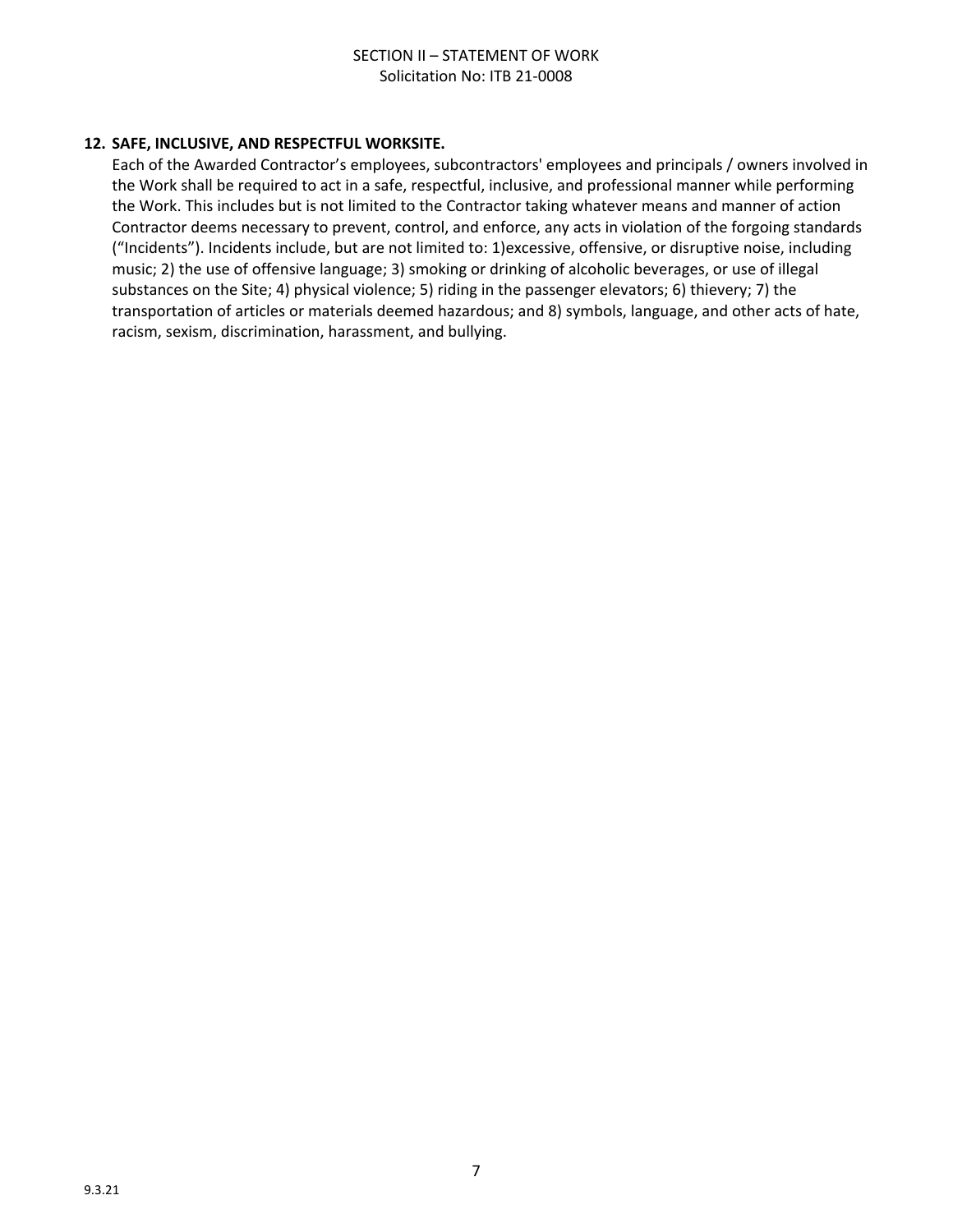**12. SAFE, INCLUSIVE, AND RESPECTFUL WORKSITE.**

Each of the Awarded Contractor's employees, subcontractors' employees and principals / owners involved in the Work shall be required to act in a safe, respectful, inclusive, and professional manner while performing the Work. This includes but is not limited to the Contractor taking whatever means and manner of action Contractor deems necessary to prevent, control, and enforce, any acts in violation of the forgoing standards ("Incidents"). Incidents include, but are not limited to: 1)excessive, offensive, or disruptive noise, including music; 2) the use of offensive language; 3) smoking or drinking of alcoholic beverages, or use of illegal substances on the Site; 4) physical violence; 5) riding in the passenger elevators; 6) thievery; 7) the transportation of articles or materials deemed hazardous; and 8) symbols, language, and other acts of hate, racism, sexism, discrimination, harassment, and bullying.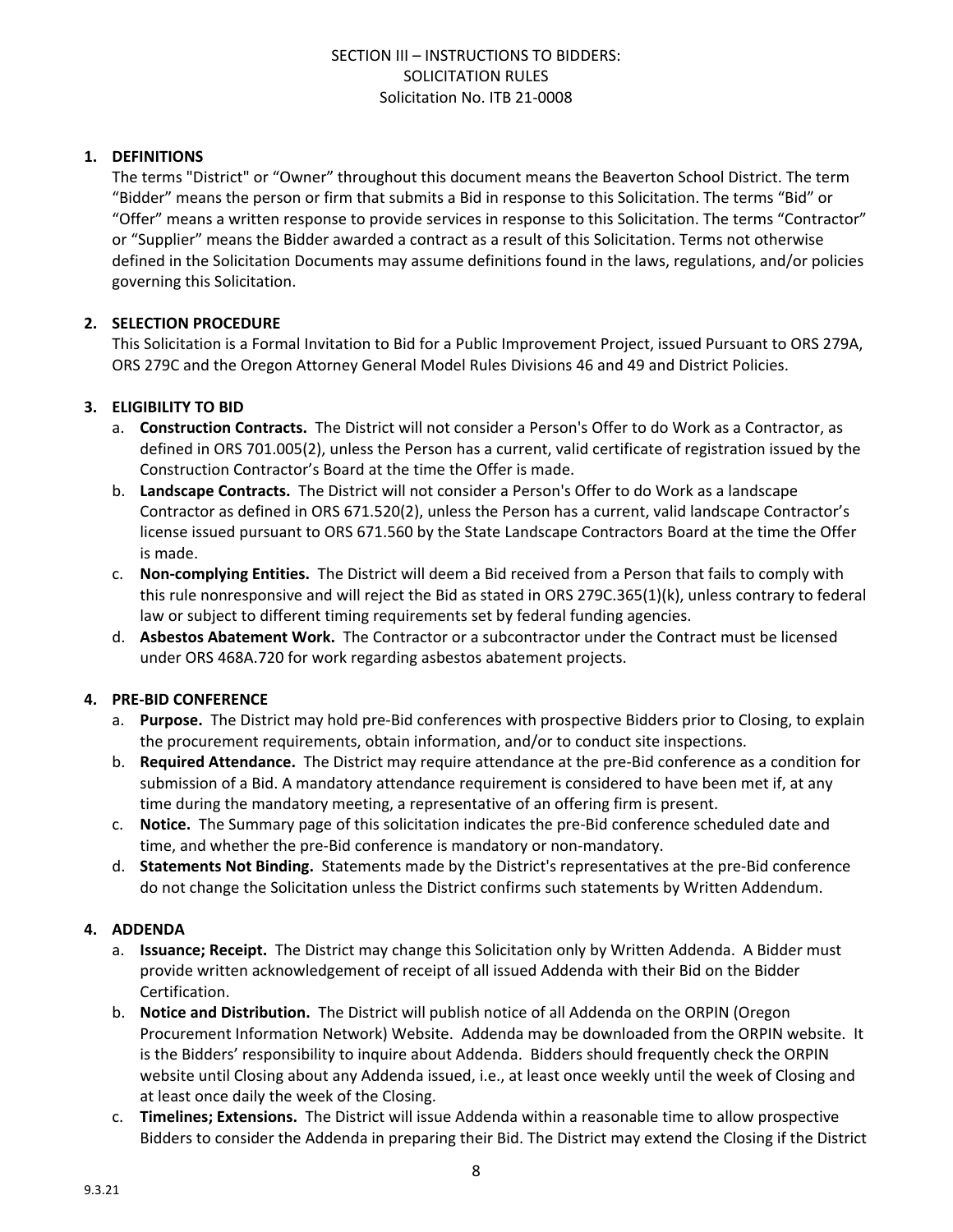SECTION III – INSTRUCTIONS TO BIDDERS:
SOLICITATION RULES
Solicitation No. ITB 21-0008

**1. DEFINITIONS**

The terms "District" or "Owner" throughout this document means the Beaverton School District. The term "Bidder" means the person or firm that submits a Bid in response to this Solicitation. The terms "Bid" or "Offer" means a written response to provide services in response to this Solicitation. The terms "Contractor" or "Supplier" means the Bidder awarded a contract as a result of this Solicitation. Terms not otherwise defined in the Solicitation Documents may assume definitions found in the laws, regulations, and/or policies governing this Solicitation.

**2. SELECTION PROCEDURE**

This Solicitation is a Formal Invitation to Bid for a Public Improvement Project, issued Pursuant to ORS 279A, ORS 279C and the Oregon Attorney General Model Rules Divisions 46 and 49 and District Policies.

**3. ELIGIBILITY TO BID**

a. **Construction Contracts.** The District will not consider a Person's Offer to do Work as a Contractor, as defined in ORS 701.005(2), unless the Person has a current, valid certificate of registration issued by the Construction Contractor's Board at the time the Offer is made.

b. **Landscape Contracts.** The District will not consider a Person's Offer to do Work as a landscape Contractor as defined in ORS 671.520(2), unless the Person has a current, valid landscape Contractor's license issued pursuant to ORS 671.560 by the State Landscape Contractors Board at the time the Offer is made.

c. **Non-complying Entities.** The District will deem a Bid received from a Person that fails to comply with this rule nonresponsive and will reject the Bid as stated in ORS 279C.365(1)(k), unless contrary to federal law or subject to different timing requirements set by federal funding agencies.

d. **Asbestos Abatement Work.** The Contractor or a subcontractor under the Contract must be licensed under ORS 468A.720 for work regarding asbestos abatement projects.

**4. PRE-BID CONFERENCE**

a. **Purpose.** The District may hold pre-Bid conferences with prospective Bidders prior to Closing, to explain the procurement requirements, obtain information, and/or to conduct site inspections.

b. **Required Attendance.** The District may require attendance at the pre-Bid conference as a condition for submission of a Bid. A mandatory attendance requirement is considered to have been met if, at any time during the mandatory meeting, a representative of an offering firm is present.

c. **Notice.** The Summary page of this solicitation indicates the pre-Bid conference scheduled date and time, and whether the pre-Bid conference is mandatory or non-mandatory.

d. **Statements Not Binding.** Statements made by the District's representatives at the pre-Bid conference do not change the Solicitation unless the District confirms such statements by Written Addendum.

**4. ADDENDA**

a. **Issuance; Receipt.** The District may change this Solicitation only by Written Addenda. A Bidder must provide written acknowledgement of receipt of all issued Addenda with their Bid on the Bidder Certification.

b. **Notice and Distribution.** The District will publish notice of all Addenda on the ORPIN (Oregon Procurement Information Network) Website. Addenda may be downloaded from the ORPIN website. It is the Bidders' responsibility to inquire about Addenda. Bidders should frequently check the ORPIN website until Closing about any Addenda issued, i.e., at least once weekly until the week of Closing and at least once daily the week of the Closing.

c. **Timelines; Extensions.** The District will issue Addenda within a reasonable time to allow prospective Bidders to consider the Addenda in preparing their Bid. The District may extend the Closing if the District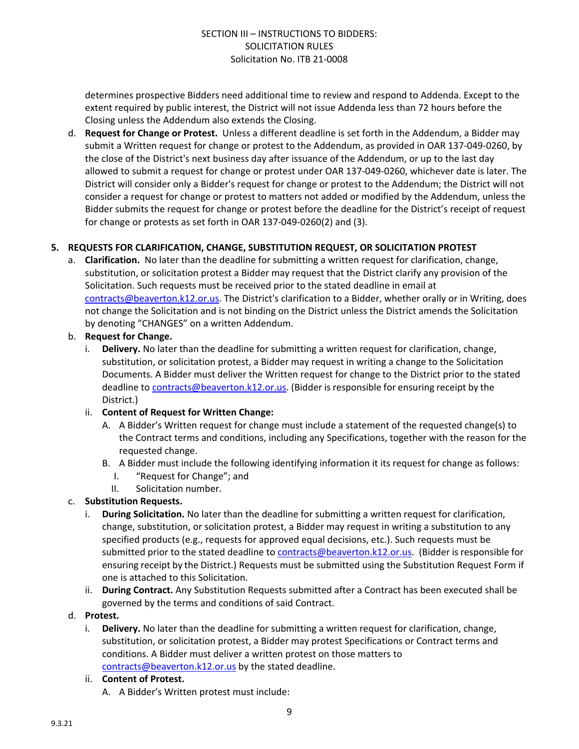determines prospective Bidders need additional time to review and respond to Addenda. Except to the extent required by public interest, the District will not issue Addenda less than 72 hours before the Closing unless the Addendum also extends the Closing.

d. **Request for Change or Protest.** Unless a different deadline is set forth in the Addendum, a Bidder may submit a Written request for change or protest to the Addendum, as provided in OAR 137-049-0260, by the close of the District's next business day after issuance of the Addendum, or up to the last day allowed to submit a request for change or protest under OAR 137-049-0260, whichever date is later. The District will consider only a Bidder's request for change or protest to the Addendum; the District will not consider a request for change or protest to matters not added or modified by the Addendum, unless the Bidder submits the request for change or protest before the deadline for the District's receipt of request for change or protests as set forth in OAR 137-049-0260(2) and (3).

## 5. REQUESTS FOR CLARIFICATION, CHANGE, SUBSTITUTION REQUEST, OR SOLICITATION PROTEST

a. **Clarification.** No later than the deadline for submitting a written request for clarification, change, substitution, or solicitation protest a Bidder may request that the District clarify any provision of the Solicitation. Such requests must be received prior to the stated deadline in email at contracts@beaverton.k12.or.us. The District's clarification to a Bidder, whether orally or in Writing, does not change the Solicitation and is not binding on the District unless the District amends the Solicitation by denoting "CHANGES" on a written Addendum.

b. **Request for Change.**
   i. **Delivery.** No later than the deadline for submitting a written request for clarification, change, substitution, or solicitation protest, a Bidder may request in writing a change to the Solicitation Documents. A Bidder must deliver the Written request for change to the District prior to the stated deadline to contracts@beaverton.k12.or.us. (Bidder is responsible for ensuring receipt by the District.)
   ii. **Content of Request for Written Change:**
      A. A Bidder's Written request for change must include a statement of the requested change(s) to the Contract terms and conditions, including any Specifications, together with the reason for the requested change.
      B. A Bidder must include the following identifying information it its request for change as follows:
         I. "Request for Change"; and
         II. Solicitation number.

c. **Substitution Requests.**
   i. **During Solicitation.** No later than the deadline for submitting a written request for clarification, change, substitution, or solicitation protest, a Bidder may request in writing a substitution to any specified products (e.g., requests for approved equal decisions, etc.). Such requests must be submitted prior to the stated deadline to contracts@beaverton.k12.or.us. (Bidder is responsible for ensuring receipt by the District.) Requests must be submitted using the Substitution Request Form if one is attached to this Solicitation.
   ii. **During Contract.** Any Substitution Requests submitted after a Contract has been executed shall be governed by the terms and conditions of said Contract.

d. **Protest.**
   i. **Delivery.** No later than the deadline for submitting a written request for clarification, change, substitution, or solicitation protest, a Bidder may protest Specifications or Contract terms and conditions. A Bidder must deliver a written protest on those matters to contracts@beaverton.k12.or.us by the stated deadline.
   ii. **Content of Protest.**
      A. A Bidder's Written protest must include: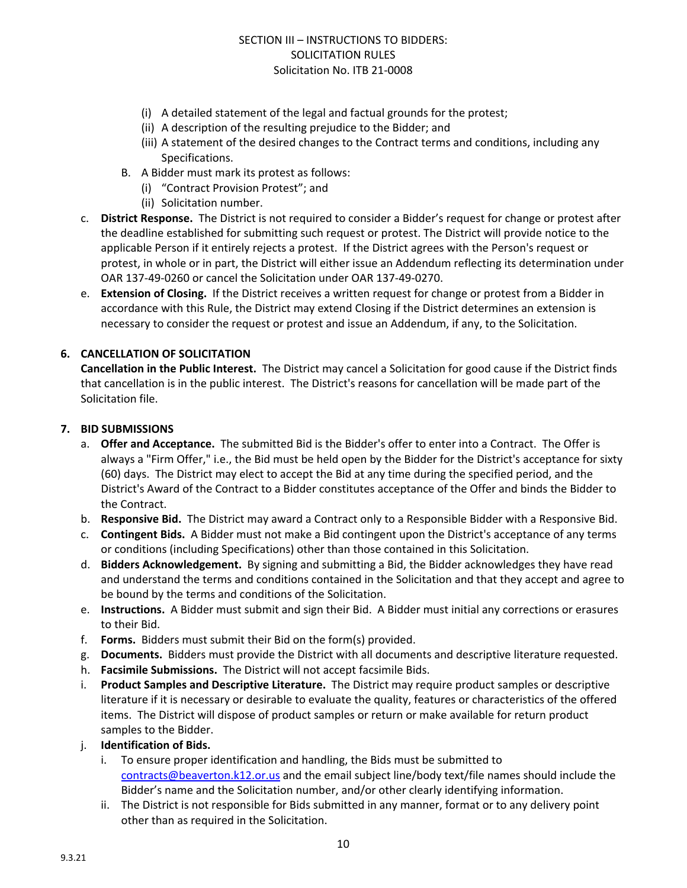(i) A detailed statement of the legal and factual grounds for the protest;

(ii) A description of the resulting prejudice to the Bidder; and

(iii) A statement of the desired changes to the Contract terms and conditions, including any Specifications.

B. A Bidder must mark its protest as follows:

(i) "Contract Provision Protest"; and

(ii) Solicitation number.

c. **District Response.** The District is not required to consider a Bidder's request for change or protest after the deadline established for submitting such request or protest. The District will provide notice to the applicable Person if it entirely rejects a protest. If the District agrees with the Person's request or protest, in whole or in part, the District will either issue an Addendum reflecting its determination under OAR 137-49-0260 or cancel the Solicitation under OAR 137-49-0270.

e. **Extension of Closing.** If the District receives a written request for change or protest from a Bidder in accordance with this Rule, the District may extend Closing if the District determines an extension is necessary to consider the request or protest and issue an Addendum, if any, to the Solicitation.

**6. CANCELLATION OF SOLICITATION**

**Cancellation in the Public Interest.** The District may cancel a Solicitation for good cause if the District finds that cancellation is in the public interest. The District's reasons for cancellation will be made part of the Solicitation file.

**7. BID SUBMISSIONS**

a. **Offer and Acceptance.** The submitted Bid is the Bidder's offer to enter into a Contract. The Offer is always a "Firm Offer," i.e., the Bid must be held open by the Bidder for the District's acceptance for sixty (60) days. The District may elect to accept the Bid at any time during the specified period, and the District's Award of the Contract to a Bidder constitutes acceptance of the Offer and binds the Bidder to the Contract.

b. **Responsive Bid.** The District may award a Contract only to a Responsible Bidder with a Responsive Bid.

c. **Contingent Bids.** A Bidder must not make a Bid contingent upon the District's acceptance of any terms or conditions (including Specifications) other than those contained in this Solicitation.

d. **Bidders Acknowledgement.** By signing and submitting a Bid, the Bidder acknowledges they have read and understand the terms and conditions contained in the Solicitation and that they accept and agree to be bound by the terms and conditions of the Solicitation.

e. **Instructions.** A Bidder must submit and sign their Bid. A Bidder must initial any corrections or erasures to their Bid.

f. **Forms.** Bidders must submit their Bid on the form(s) provided.

g. **Documents.** Bidders must provide the District with all documents and descriptive literature requested.

h. **Facsimile Submissions.** The District will not accept facsimile Bids.

i. **Product Samples and Descriptive Literature.** The District may require product samples or descriptive literature if it is necessary or desirable to evaluate the quality, features or characteristics of the offered items. The District will dispose of product samples or return or make available for return product samples to the Bidder.

j. **Identification of Bids.**

i. To ensure proper identification and handling, the Bids must be submitted to contracts@beaverton.k12.or.us and the email subject line/body text/file names should include the Bidder's name and the Solicitation number, and/or other clearly identifying information.

ii. The District is not responsible for Bids submitted in any manner, format or to any delivery point other than as required in the Solicitation.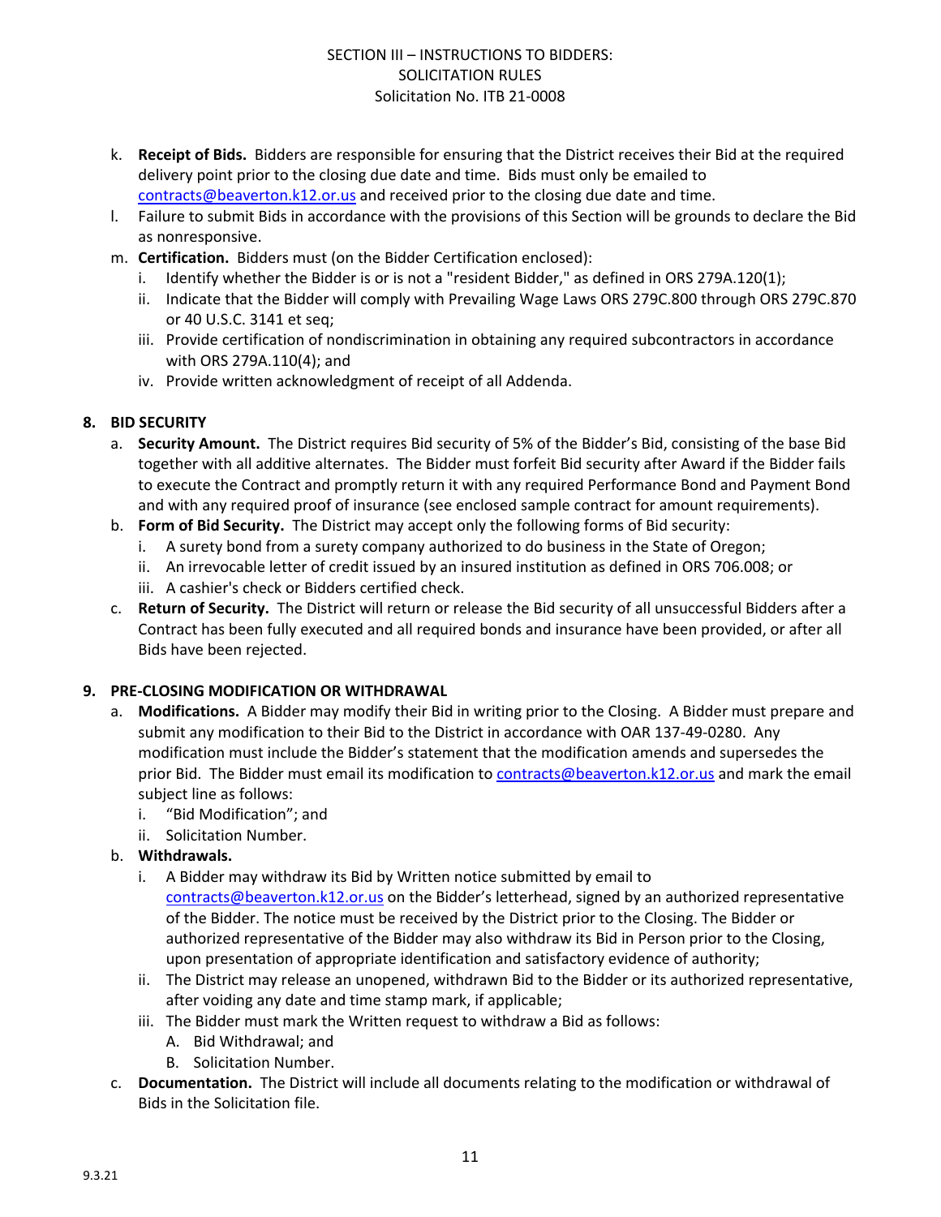k. **Receipt of Bids.** Bidders are responsible for ensuring that the District receives their Bid at the required delivery point prior to the closing due date and time. Bids must only be emailed to contracts@beaverton.k12.or.us and received prior to the closing due date and time.

l. Failure to submit Bids in accordance with the provisions of this Section will be grounds to declare the Bid as nonresponsive.

m. **Certification.** Bidders must (on the Bidder Certification enclosed):

   i. Identify whether the Bidder is or is not a "resident Bidder," as defined in ORS 279A.120(1);

   ii. Indicate that the Bidder will comply with Prevailing Wage Laws ORS 279C.800 through ORS 279C.870 or 40 U.S.C. 3141 et seq;

   iii. Provide certification of nondiscrimination in obtaining any required subcontractors in accordance with ORS 279A.110(4); and

   iv. Provide written acknowledgment of receipt of all Addenda.

## 8. BID SECURITY

a. **Security Amount.** The District requires Bid security of 5% of the Bidder's Bid, consisting of the base Bid together with all additive alternates. The Bidder must forfeit Bid security after Award if the Bidder fails to execute the Contract and promptly return it with any required Performance Bond and Payment Bond and with any required proof of insurance (see enclosed sample contract for amount requirements).

b. **Form of Bid Security.** The District may accept only the following forms of Bid security:

   i. A surety bond from a surety company authorized to do business in the State of Oregon;

   ii. An irrevocable letter of credit issued by an insured institution as defined in ORS 706.008; or

   iii. A cashier's check or Bidders certified check.

c. **Return of Security.** The District will return or release the Bid security of all unsuccessful Bidders after a Contract has been fully executed and all required bonds and insurance have been provided, or after all Bids have been rejected.

## 9. PRE-CLOSING MODIFICATION OR WITHDRAWAL

a. **Modifications.** A Bidder may modify their Bid in writing prior to the Closing. A Bidder must prepare and submit any modification to their Bid to the District in accordance with OAR 137-49-0280. Any modification must include the Bidder's statement that the modification amends and supersedes the prior Bid. The Bidder must email its modification to contracts@beaverton.k12.or.us and mark the email subject line as follows:

   i. "Bid Modification"; and

   ii. Solicitation Number.

b. **Withdrawals.**

   i. A Bidder may withdraw its Bid by Written notice submitted by email to contracts@beaverton.k12.or.us on the Bidder's letterhead, signed by an authorized representative of the Bidder. The notice must be received by the District prior to the Closing. The Bidder or authorized representative of the Bidder may also withdraw its Bid in Person prior to the Closing, upon presentation of appropriate identification and satisfactory evidence of authority;

   ii. The District may release an unopened, withdrawn Bid to the Bidder or its authorized representative, after voiding any date and time stamp mark, if applicable;

   iii. The Bidder must mark the Written request to withdraw a Bid as follows:

      A. Bid Withdrawal; and

      B. Solicitation Number.

c. **Documentation.** The District will include all documents relating to the modification or withdrawal of Bids in the Solicitation file.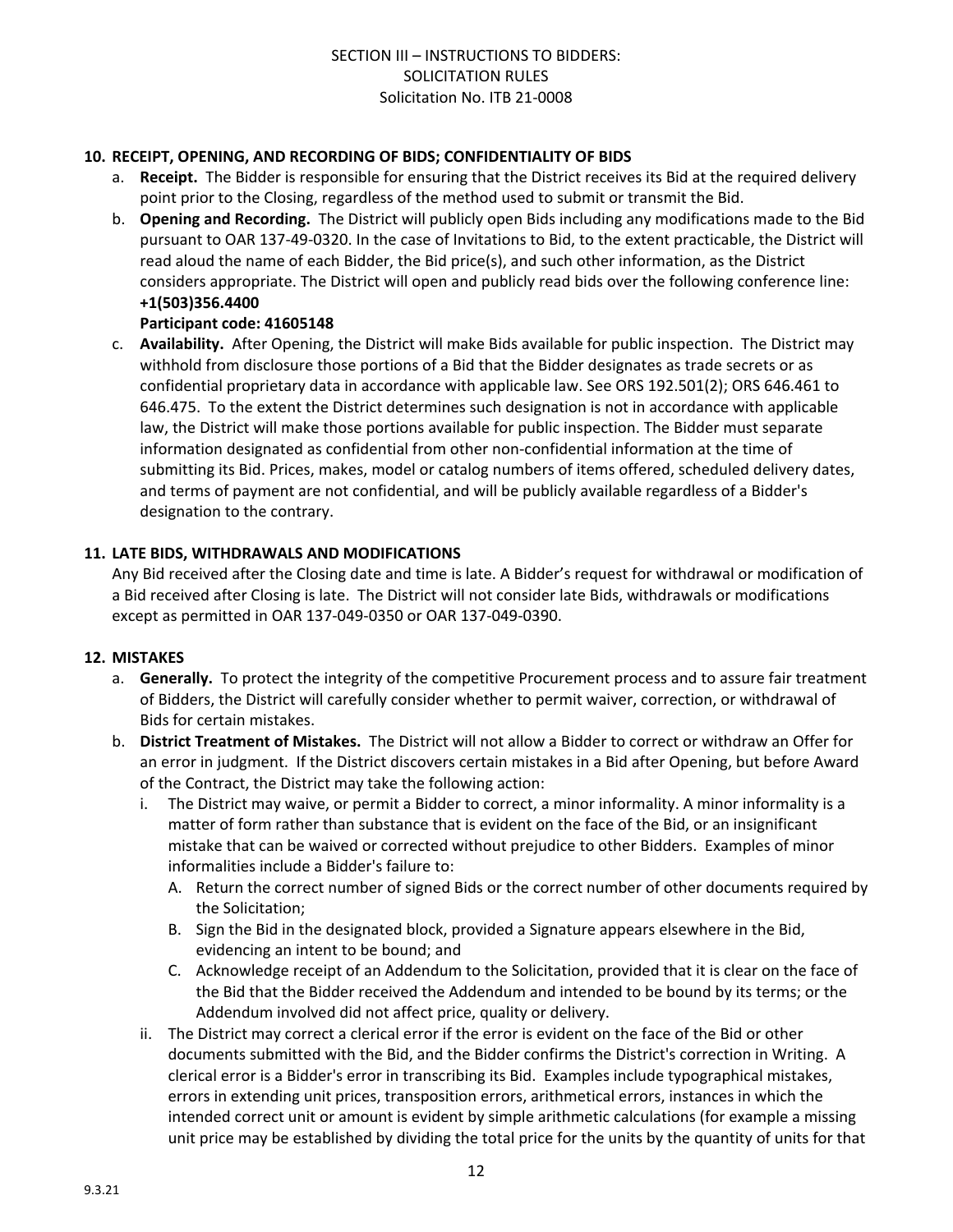## 10. RECEIPT, OPENING, AND RECORDING OF BIDS; CONFIDENTIALITY OF BIDS

a. **Receipt.** The Bidder is responsible for ensuring that the District receives its Bid at the required delivery point prior to the Closing, regardless of the method used to submit or transmit the Bid.

b. **Opening and Recording.** The District will publicly open Bids including any modifications made to the Bid pursuant to OAR 137-49-0320. In the case of Invitations to Bid, to the extent practicable, the District will read aloud the name of each Bidder, the Bid price(s), and such other information, as the District considers appropriate. The District will open and publicly read bids over the following conference line:
**+1(503)356.4400**
**Participant code: 41605148**

c. **Availability.** After Opening, the District will make Bids available for public inspection. The District may withhold from disclosure those portions of a Bid that the Bidder designates as trade secrets or as confidential proprietary data in accordance with applicable law. See ORS 192.501(2); ORS 646.461 to 646.475. To the extent the District determines such designation is not in accordance with applicable law, the District will make those portions available for public inspection. The Bidder must separate information designated as confidential from other non-confidential information at the time of submitting its Bid. Prices, makes, model or catalog numbers of items offered, scheduled delivery dates, and terms of payment are not confidential, and will be publicly available regardless of a Bidder's designation to the contrary.

## 11. LATE BIDS, WITHDRAWALS AND MODIFICATIONS

Any Bid received after the Closing date and time is late. A Bidder's request for withdrawal or modification of a Bid received after Closing is late. The District will not consider late Bids, withdrawals or modifications except as permitted in OAR 137-049-0350 or OAR 137-049-0390.

## 12. MISTAKES

a. **Generally.** To protect the integrity of the competitive Procurement process and to assure fair treatment of Bidders, the District will carefully consider whether to permit waiver, correction, or withdrawal of Bids for certain mistakes.

b. **District Treatment of Mistakes.** The District will not allow a Bidder to correct or withdraw an Offer for an error in judgment. If the District discovers certain mistakes in a Bid after Opening, but before Award of the Contract, the District may take the following action:

   i. The District may waive, or permit a Bidder to correct, a minor informality. A minor informality is a matter of form rather than substance that is evident on the face of the Bid, or an insignificant mistake that can be waived or corrected without prejudice to other Bidders. Examples of minor informalities include a Bidder's failure to:

      A. Return the correct number of signed Bids or the correct number of other documents required by the Solicitation;

      B. Sign the Bid in the designated block, provided a Signature appears elsewhere in the Bid, evidencing an intent to be bound; and

      C. Acknowledge receipt of an Addendum to the Solicitation, provided that it is clear on the face of the Bid that the Bidder received the Addendum and intended to be bound by its terms; or the Addendum involved did not affect price, quality or delivery.

   ii. The District may correct a clerical error if the error is evident on the face of the Bid or other documents submitted with the Bid, and the Bidder confirms the District's correction in Writing. A clerical error is a Bidder's error in transcribing its Bid. Examples include typographical mistakes, errors in extending unit prices, transposition errors, arithmetical errors, instances in which the intended correct unit or amount is evident by simple arithmetic calculations (for example a missing unit price may be established by dividing the total price for the units by the quantity of units for that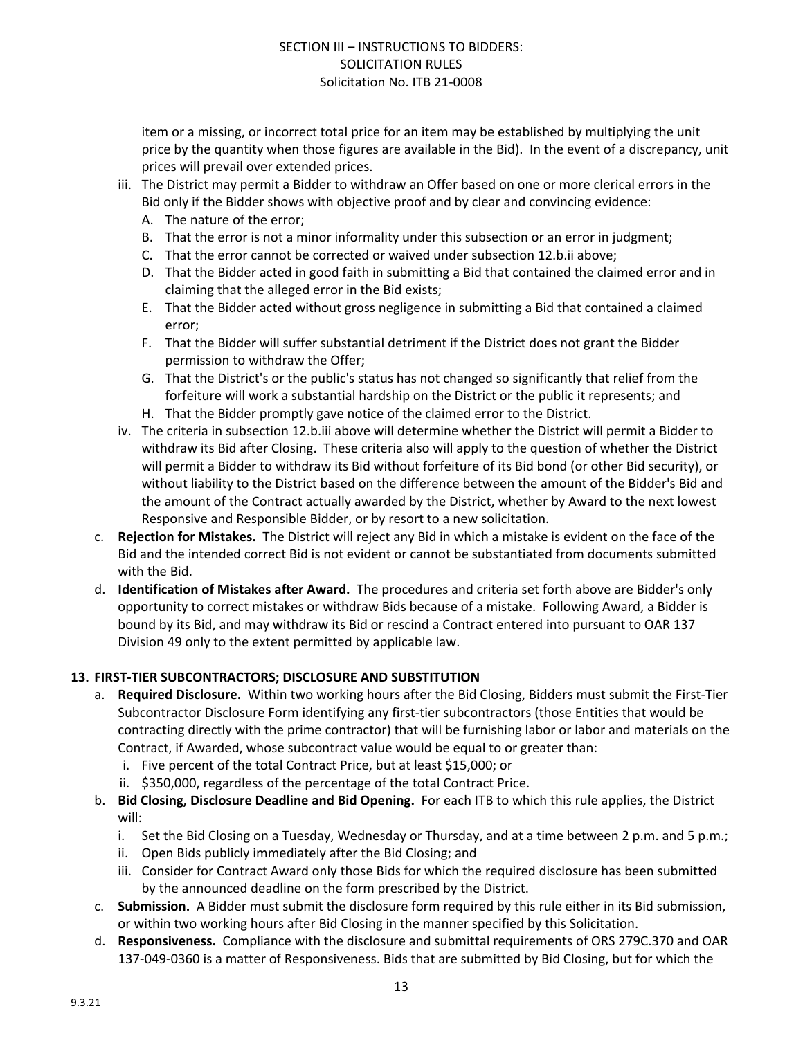item or a missing, or incorrect total price for an item may be established by multiplying the unit price by the quantity when those figures are available in the Bid). In the event of a discrepancy, unit prices will prevail over extended prices.

iii. The District may permit a Bidder to withdraw an Offer based on one or more clerical errors in the Bid only if the Bidder shows with objective proof and by clear and convincing evidence:
   - A. The nature of the error;
   - B. That the error is not a minor informality under this subsection or an error in judgment;
   - C. That the error cannot be corrected or waived under subsection 12.b.ii above;
   - D. That the Bidder acted in good faith in submitting a Bid that contained the claimed error and in claiming that the alleged error in the Bid exists;
   - E. That the Bidder acted without gross negligence in submitting a Bid that contained a claimed error;
   - F. That the Bidder will suffer substantial detriment if the District does not grant the Bidder permission to withdraw the Offer;
   - G. That the District's or the public's status has not changed so significantly that relief from the forfeiture will work a substantial hardship on the District or the public it represents; and
   - H. That the Bidder promptly gave notice of the claimed error to the District.

iv. The criteria in subsection 12.b.iii above will determine whether the District will permit a Bidder to withdraw its Bid after Closing. These criteria also will apply to the question of whether the District will permit a Bidder to withdraw its Bid without forfeiture of its Bid bond (or other Bid security), or without liability to the District based on the difference between the amount of the Bidder's Bid and the amount of the Contract actually awarded by the District, whether by Award to the next lowest Responsive and Responsible Bidder, or by resort to a new solicitation.

c. **Rejection for Mistakes.** The District will reject any Bid in which a mistake is evident on the face of the Bid and the intended correct Bid is not evident or cannot be substantiated from documents submitted with the Bid.

d. **Identification of Mistakes after Award.** The procedures and criteria set forth above are Bidder's only opportunity to correct mistakes or withdraw Bids because of a mistake. Following Award, a Bidder is bound by its Bid, and may withdraw its Bid or rescind a Contract entered into pursuant to OAR 137 Division 49 only to the extent permitted by applicable law.

## 13. FIRST-TIER SUBCONTRACTORS; DISCLOSURE AND SUBSTITUTION

a. **Required Disclosure.** Within two working hours after the Bid Closing, Bidders must submit the First-Tier Subcontractor Disclosure Form identifying any first-tier subcontractors (those Entities that would be contracting directly with the prime contractor) that will be furnishing labor or labor and materials on the Contract, if Awarded, whose subcontract value would be equal to or greater than:
   - i. Five percent of the total Contract Price, but at least $15,000; or
   - ii. $350,000, regardless of the percentage of the total Contract Price.

b. **Bid Closing, Disclosure Deadline and Bid Opening.** For each ITB to which this rule applies, the District will:
   - i. Set the Bid Closing on a Tuesday, Wednesday or Thursday, and at a time between 2 p.m. and 5 p.m.;
   - ii. Open Bids publicly immediately after the Bid Closing; and
   - iii. Consider for Contract Award only those Bids for which the required disclosure has been submitted by the announced deadline on the form prescribed by the District.

c. **Submission.** A Bidder must submit the disclosure form required by this rule either in its Bid submission, or within two working hours after Bid Closing in the manner specified by this Solicitation.

d. **Responsiveness.** Compliance with the disclosure and submittal requirements of ORS 279C.370 and OAR 137-049-0360 is a matter of Responsiveness. Bids that are submitted by Bid Closing, but for which the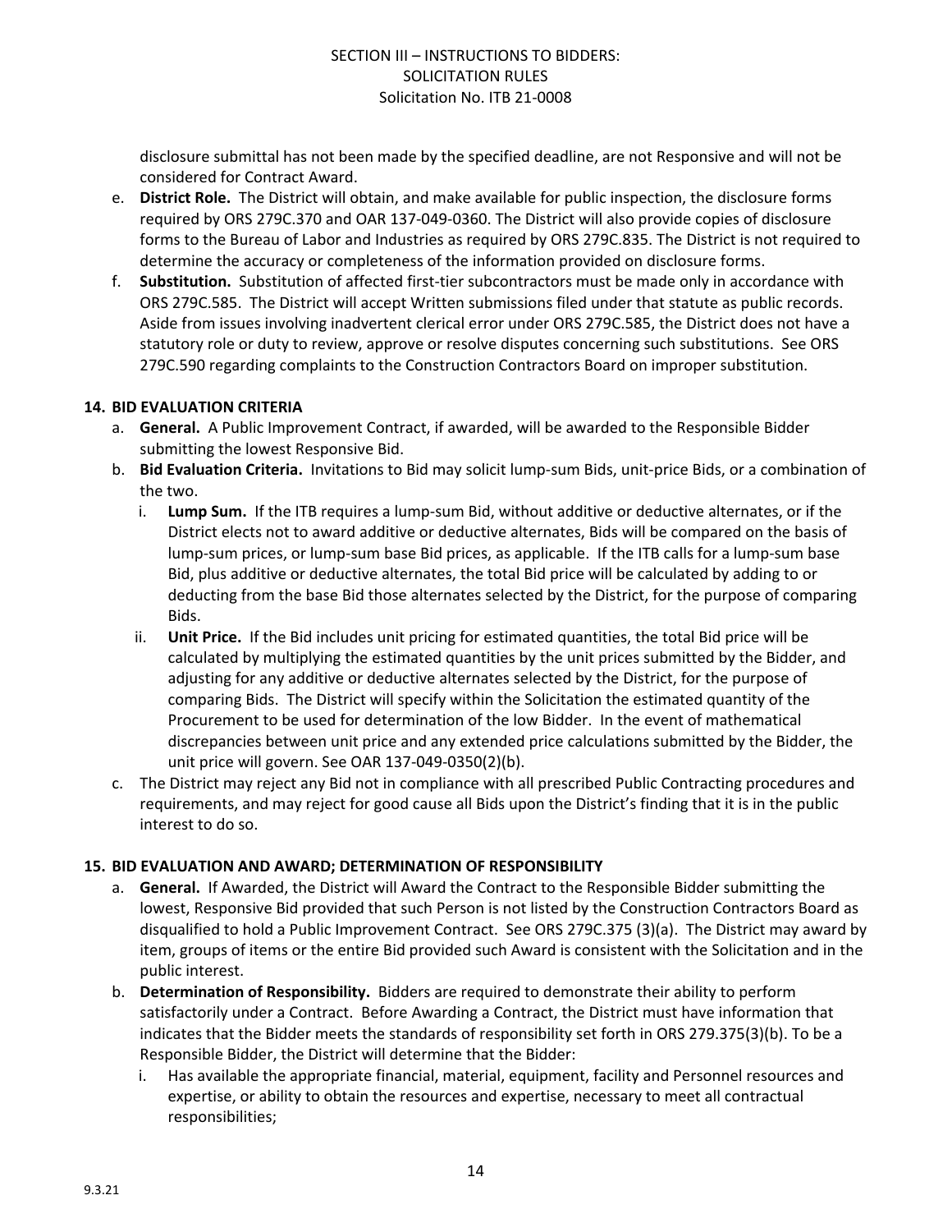disclosure submittal has not been made by the specified deadline, are not Responsive and will not be considered for Contract Award.

e. **District Role.** The District will obtain, and make available for public inspection, the disclosure forms required by ORS 279C.370 and OAR 137-049-0360. The District will also provide copies of disclosure forms to the Bureau of Labor and Industries as required by ORS 279C.835. The District is not required to determine the accuracy or completeness of the information provided on disclosure forms.

f. **Substitution.** Substitution of affected first-tier subcontractors must be made only in accordance with ORS 279C.585. The District will accept Written submissions filed under that statute as public records. Aside from issues involving inadvertent clerical error under ORS 279C.585, the District does not have a statutory role or duty to review, approve or resolve disputes concerning such substitutions. See ORS 279C.590 regarding complaints to the Construction Contractors Board on improper substitution.

## 14. BID EVALUATION CRITERIA

a. **General.** A Public Improvement Contract, if awarded, will be awarded to the Responsible Bidder submitting the lowest Responsive Bid.

b. **Bid Evaluation Criteria.** Invitations to Bid may solicit lump-sum Bids, unit-price Bids, or a combination of the two.

   i. **Lump Sum.** If the ITB requires a lump-sum Bid, without additive or deductive alternates, or if the District elects not to award additive or deductive alternates, Bids will be compared on the basis of lump-sum prices, or lump-sum base Bid prices, as applicable. If the ITB calls for a lump-sum base Bid, plus additive or deductive alternates, the total Bid price will be calculated by adding to or deducting from the base Bid those alternates selected by the District, for the purpose of comparing Bids.

   ii. **Unit Price.** If the Bid includes unit pricing for estimated quantities, the total Bid price will be calculated by multiplying the estimated quantities by the unit prices submitted by the Bidder, and adjusting for any additive or deductive alternates selected by the District, for the purpose of comparing Bids. The District will specify within the Solicitation the estimated quantity of the Procurement to be used for determination of the low Bidder. In the event of mathematical discrepancies between unit price and any extended price calculations submitted by the Bidder, the unit price will govern. See OAR 137-049-0350(2)(b).

c. The District may reject any Bid not in compliance with all prescribed Public Contracting procedures and requirements, and may reject for good cause all Bids upon the District's finding that it is in the public interest to do so.

## 15. BID EVALUATION AND AWARD; DETERMINATION OF RESPONSIBILITY

a. **General.** If Awarded, the District will Award the Contract to the Responsible Bidder submitting the lowest, Responsive Bid provided that such Person is not listed by the Construction Contractors Board as disqualified to hold a Public Improvement Contract. See ORS 279C.375 (3)(a). The District may award by item, groups of items or the entire Bid provided such Award is consistent with the Solicitation and in the public interest.

b. **Determination of Responsibility.** Bidders are required to demonstrate their ability to perform satisfactorily under a Contract. Before Awarding a Contract, the District must have information that indicates that the Bidder meets the standards of responsibility set forth in ORS 279.375(3)(b). To be a Responsible Bidder, the District will determine that the Bidder:

   i. Has available the appropriate financial, material, equipment, facility and Personnel resources and expertise, or ability to obtain the resources and expertise, necessary to meet all contractual responsibilities;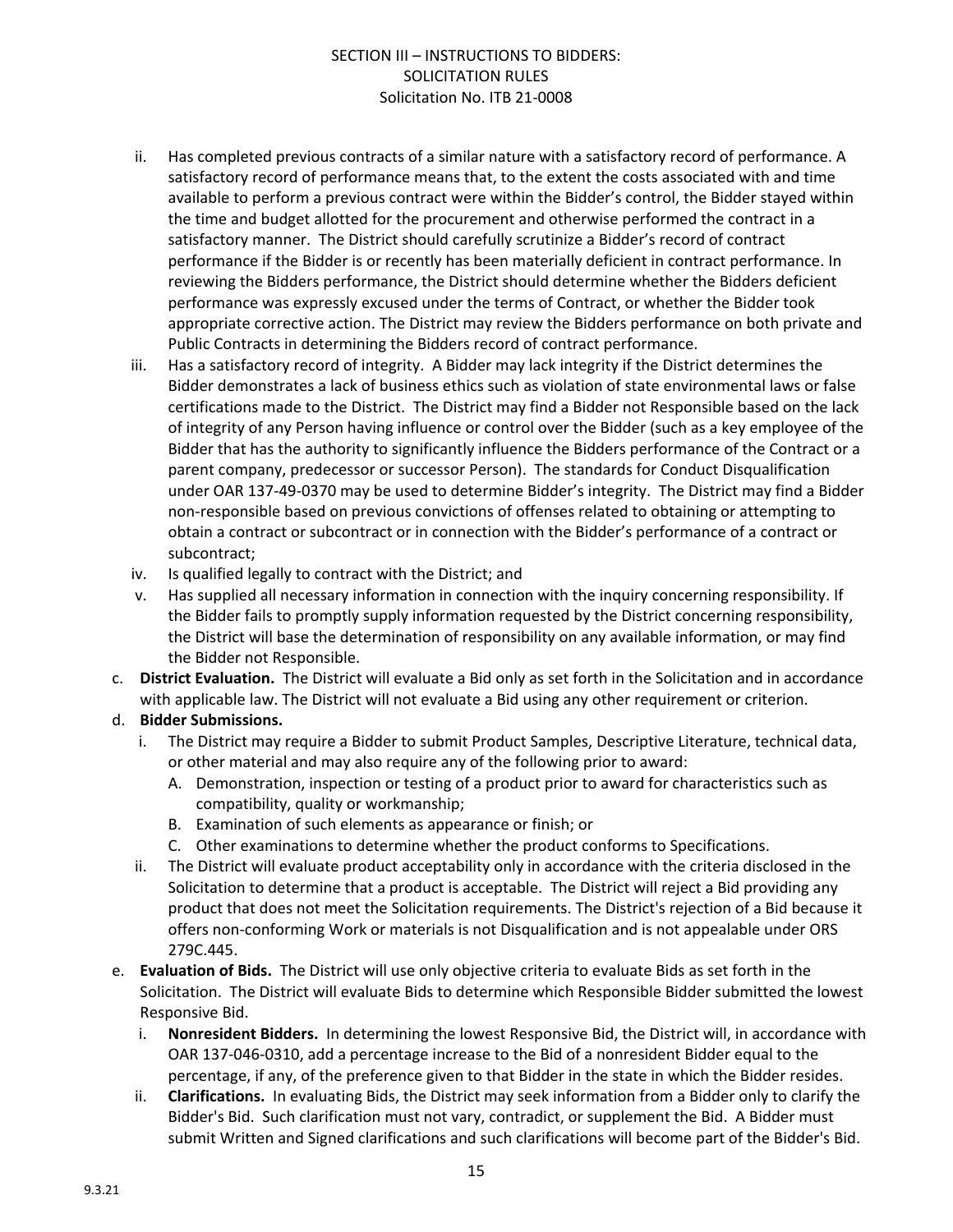ii. Has completed previous contracts of a similar nature with a satisfactory record of performance. A satisfactory record of performance means that, to the extent the costs associated with and time available to perform a previous contract were within the Bidder's control, the Bidder stayed within the time and budget allotted for the procurement and otherwise performed the contract in a satisfactory manner. The District should carefully scrutinize a Bidder's record of contract performance if the Bidder is or recently has been materially deficient in contract performance. In reviewing the Bidders performance, the District should determine whether the Bidders deficient performance was expressly excused under the terms of Contract, or whether the Bidder took appropriate corrective action. The District may review the Bidders performance on both private and Public Contracts in determining the Bidders record of contract performance.

iii. Has a satisfactory record of integrity. A Bidder may lack integrity if the District determines the Bidder demonstrates a lack of business ethics such as violation of state environmental laws or false certifications made to the District. The District may find a Bidder not Responsible based on the lack of integrity of any Person having influence or control over the Bidder (such as a key employee of the Bidder that has the authority to significantly influence the Bidders performance of the Contract or a parent company, predecessor or successor Person). The standards for Conduct Disqualification under OAR 137-49-0370 may be used to determine Bidder's integrity. The District may find a Bidder non-responsible based on previous convictions of offenses related to obtaining or attempting to obtain a contract or subcontract or in connection with the Bidder's performance of a contract or subcontract;

iv. Is qualified legally to contract with the District; and

v. Has supplied all necessary information in connection with the inquiry concerning responsibility. If the Bidder fails to promptly supply information requested by the District concerning responsibility, the District will base the determination of responsibility on any available information, or may find the Bidder not Responsible.

c. **District Evaluation.** The District will evaluate a Bid only as set forth in the Solicitation and in accordance with applicable law. The District will not evaluate a Bid using any other requirement or criterion.

d. **Bidder Submissions.**

i. The District may require a Bidder to submit Product Samples, Descriptive Literature, technical data, or other material and may also require any of the following prior to award:

A. Demonstration, inspection or testing of a product prior to award for characteristics such as compatibility, quality or workmanship;

B. Examination of such elements as appearance or finish; or

C. Other examinations to determine whether the product conforms to Specifications.

ii. The District will evaluate product acceptability only in accordance with the criteria disclosed in the Solicitation to determine that a product is acceptable. The District will reject a Bid providing any product that does not meet the Solicitation requirements. The District's rejection of a Bid because it offers non-conforming Work or materials is not Disqualification and is not appealable under ORS 279C.445.

e. **Evaluation of Bids.** The District will use only objective criteria to evaluate Bids as set forth in the Solicitation. The District will evaluate Bids to determine which Responsible Bidder submitted the lowest Responsive Bid.

i. **Nonresident Bidders.** In determining the lowest Responsive Bid, the District will, in accordance with OAR 137-046-0310, add a percentage increase to the Bid of a nonresident Bidder equal to the percentage, if any, of the preference given to that Bidder in the state in which the Bidder resides.

ii. **Clarifications.** In evaluating Bids, the District may seek information from a Bidder only to clarify the Bidder's Bid. Such clarification must not vary, contradict, or supplement the Bid. A Bidder must submit Written and Signed clarifications and such clarifications will become part of the Bidder's Bid.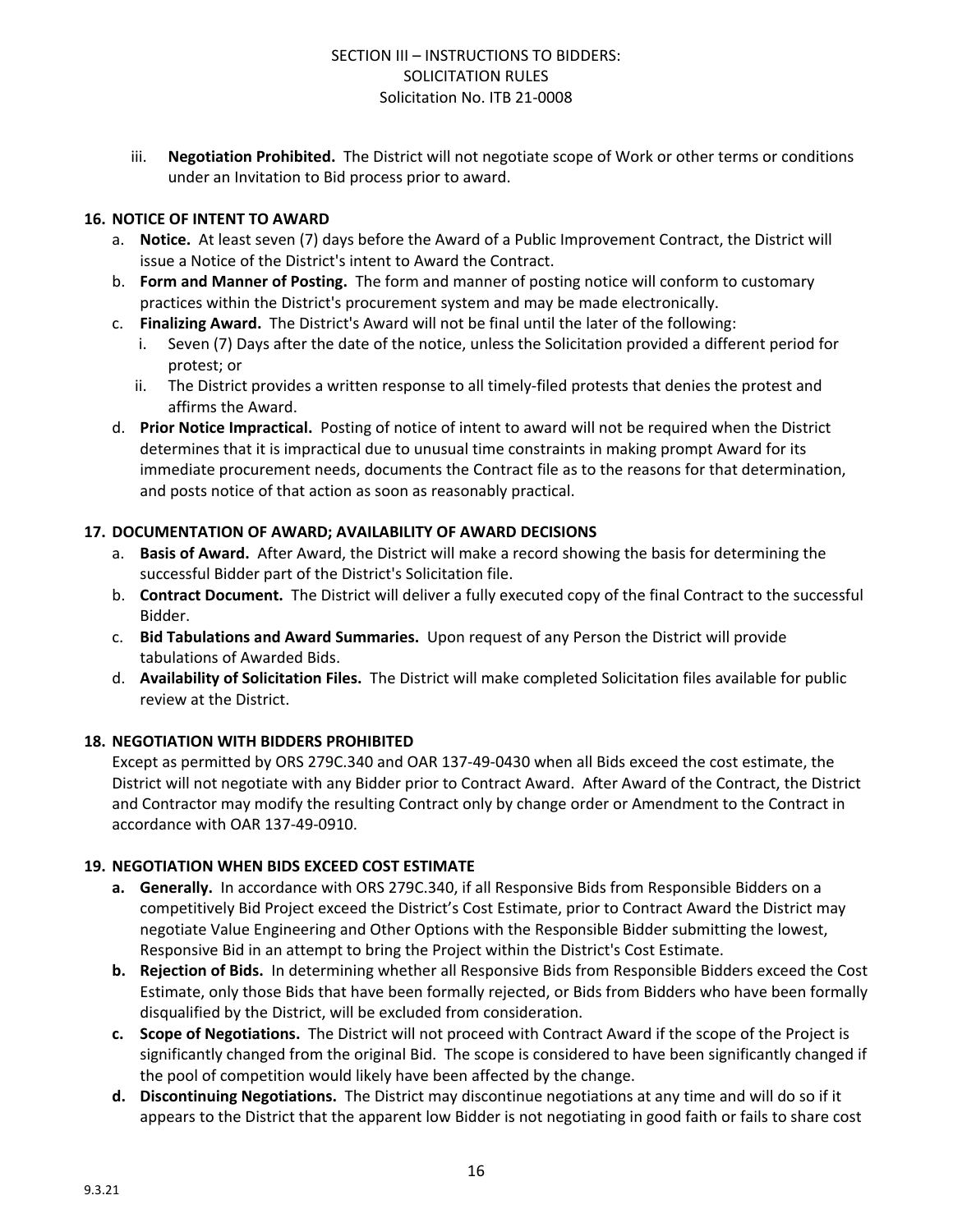iii. **Negotiation Prohibited.** The District will not negotiate scope of Work or other terms or conditions under an Invitation to Bid process prior to award.

## 16. NOTICE OF INTENT TO AWARD

a. **Notice.** At least seven (7) days before the Award of a Public Improvement Contract, the District will issue a Notice of the District's intent to Award the Contract.

b. **Form and Manner of Posting.** The form and manner of posting notice will conform to customary practices within the District's procurement system and may be made electronically.

c. **Finalizing Award.** The District's Award will not be final until the later of the following:

   i. Seven (7) Days after the date of the notice, unless the Solicitation provided a different period for protest; or

   ii. The District provides a written response to all timely-filed protests that denies the protest and affirms the Award.

d. **Prior Notice Impractical.** Posting of notice of intent to award will not be required when the District determines that it is impractical due to unusual time constraints in making prompt Award for its immediate procurement needs, documents the Contract file as to the reasons for that determination, and posts notice of that action as soon as reasonably practical.

## 17. DOCUMENTATION OF AWARD; AVAILABILITY OF AWARD DECISIONS

a. **Basis of Award.** After Award, the District will make a record showing the basis for determining the successful Bidder part of the District's Solicitation file.

b. **Contract Document.** The District will deliver a fully executed copy of the final Contract to the successful Bidder.

c. **Bid Tabulations and Award Summaries.** Upon request of any Person the District will provide tabulations of Awarded Bids.

d. **Availability of Solicitation Files.** The District will make completed Solicitation files available for public review at the District.

## 18. NEGOTIATION WITH BIDDERS PROHIBITED

Except as permitted by ORS 279C.340 and OAR 137-49-0430 when all Bids exceed the cost estimate, the District will not negotiate with any Bidder prior to Contract Award. After Award of the Contract, the District and Contractor may modify the resulting Contract only by change order or Amendment to the Contract in accordance with OAR 137-49-0910.

## 19. NEGOTIATION WHEN BIDS EXCEED COST ESTIMATE

**a. Generally.** In accordance with ORS 279C.340, if all Responsive Bids from Responsible Bidders on a competitively Bid Project exceed the District's Cost Estimate, prior to Contract Award the District may negotiate Value Engineering and Other Options with the Responsible Bidder submitting the lowest, Responsive Bid in an attempt to bring the Project within the District's Cost Estimate.

**b. Rejection of Bids.** In determining whether all Responsive Bids from Responsible Bidders exceed the Cost Estimate, only those Bids that have been formally rejected, or Bids from Bidders who have been formally disqualified by the District, will be excluded from consideration.

**c. Scope of Negotiations.** The District will not proceed with Contract Award if the scope of the Project is significantly changed from the original Bid. The scope is considered to have been significantly changed if the pool of competition would likely have been affected by the change.

**d. Discontinuing Negotiations.** The District may discontinue negotiations at any time and will do so if it appears to the District that the apparent low Bidder is not negotiating in good faith or fails to share cost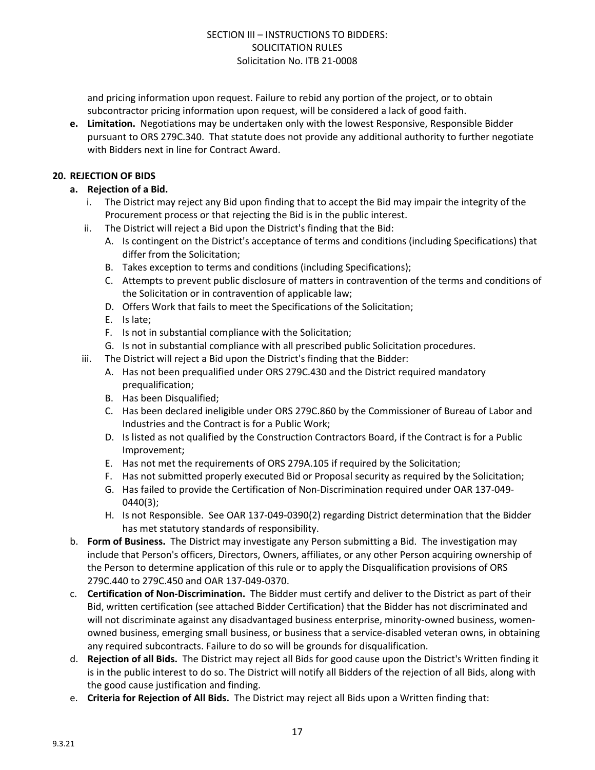and pricing information upon request. Failure to rebid any portion of the project, or to obtain subcontractor pricing information upon request, will be considered a lack of good faith.

**e. Limitation.** Negotiations may be undertaken only with the lowest Responsive, Responsible Bidder pursuant to ORS 279C.340. That statute does not provide any additional authority to further negotiate with Bidders next in line for Contract Award.

## 20. REJECTION OF BIDS

**a. Rejection of a Bid.**

i. The District may reject any Bid upon finding that to accept the Bid may impair the integrity of the Procurement process or that rejecting the Bid is in the public interest.

ii. The District will reject a Bid upon the District's finding that the Bid:

A. Is contingent on the District's acceptance of terms and conditions (including Specifications) that differ from the Solicitation;

B. Takes exception to terms and conditions (including Specifications);

C. Attempts to prevent public disclosure of matters in contravention of the terms and conditions of the Solicitation or in contravention of applicable law;

D. Offers Work that fails to meet the Specifications of the Solicitation;

E. Is late;

F. Is not in substantial compliance with the Solicitation;

G. Is not in substantial compliance with all prescribed public Solicitation procedures.

iii. The District will reject a Bid upon the District's finding that the Bidder:

A. Has not been prequalified under ORS 279C.430 and the District required mandatory prequalification;

B. Has been Disqualified;

C. Has been declared ineligible under ORS 279C.860 by the Commissioner of Bureau of Labor and Industries and the Contract is for a Public Work;

D. Is listed as not qualified by the Construction Contractors Board, if the Contract is for a Public Improvement;

E. Has not met the requirements of ORS 279A.105 if required by the Solicitation;

F. Has not submitted properly executed Bid or Proposal security as required by the Solicitation;

G. Has failed to provide the Certification of Non-Discrimination required under OAR 137-049-0440(3);

H. Is not Responsible. See OAR 137-049-0390(2) regarding District determination that the Bidder has met statutory standards of responsibility.

b. **Form of Business.** The District may investigate any Person submitting a Bid. The investigation may include that Person's officers, Directors, Owners, affiliates, or any other Person acquiring ownership of the Person to determine application of this rule or to apply the Disqualification provisions of ORS 279C.440 to 279C.450 and OAR 137-049-0370.

c. **Certification of Non-Discrimination.** The Bidder must certify and deliver to the District as part of their Bid, written certification (see attached Bidder Certification) that the Bidder has not discriminated and will not discriminate against any disadvantaged business enterprise, minority-owned business, women-owned business, emerging small business, or business that a service-disabled veteran owns, in obtaining any required subcontracts. Failure to do so will be grounds for disqualification.

d. **Rejection of all Bids.** The District may reject all Bids for good cause upon the District's Written finding it is in the public interest to do so. The District will notify all Bidders of the rejection of all Bids, along with the good cause justification and finding.

e. **Criteria for Rejection of All Bids.** The District may reject all Bids upon a Written finding that: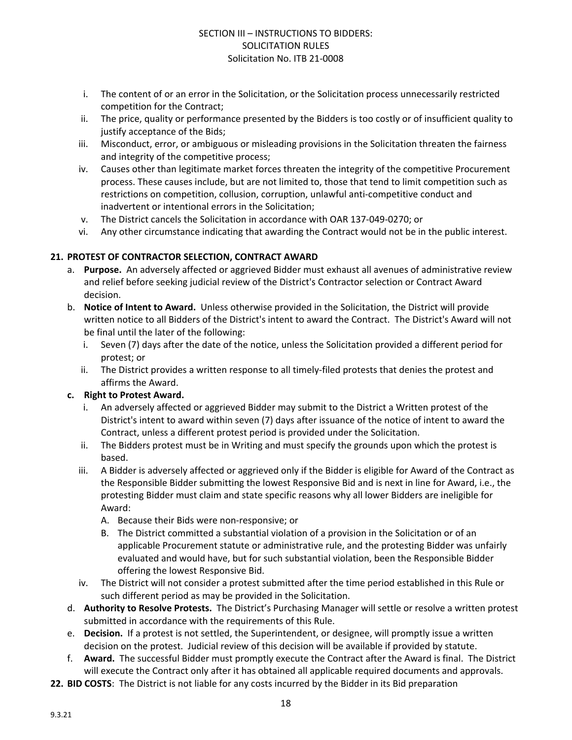i. The content of or an error in the Solicitation, or the Solicitation process unnecessarily restricted competition for the Contract;
ii. The price, quality or performance presented by the Bidders is too costly or of insufficient quality to justify acceptance of the Bids;
iii. Misconduct, error, or ambiguous or misleading provisions in the Solicitation threaten the fairness and integrity of the competitive process;
iv. Causes other than legitimate market forces threaten the integrity of the competitive Procurement process. These causes include, but are not limited to, those that tend to limit competition such as restrictions on competition, collusion, corruption, unlawful anti-competitive conduct and inadvertent or intentional errors in the Solicitation;
v. The District cancels the Solicitation in accordance with OAR 137-049-0270; or
vi. Any other circumstance indicating that awarding the Contract would not be in the public interest.

**21. PROTEST OF CONTRACTOR SELECTION, CONTRACT AWARD**

a. **Purpose.** An adversely affected or aggrieved Bidder must exhaust all avenues of administrative review and relief before seeking judicial review of the District's Contractor selection or Contract Award decision.

b. **Notice of Intent to Award.** Unless otherwise provided in the Solicitation, the District will provide written notice to all Bidders of the District's intent to award the Contract. The District's Award will not be final until the later of the following:
   i. Seven (7) days after the date of the notice, unless the Solicitation provided a different period for protest; or
   ii. The District provides a written response to all timely-filed protests that denies the protest and affirms the Award.

**c. Right to Protest Award.**
   i. An adversely affected or aggrieved Bidder may submit to the District a Written protest of the District's intent to award within seven (7) days after issuance of the notice of intent to award the Contract, unless a different protest period is provided under the Solicitation.
   ii. The Bidders protest must be in Writing and must specify the grounds upon which the protest is based.
   iii. A Bidder is adversely affected or aggrieved only if the Bidder is eligible for Award of the Contract as the Responsible Bidder submitting the lowest Responsive Bid and is next in line for Award, i.e., the protesting Bidder must claim and state specific reasons why all lower Bidders are ineligible for Award:
      A. Because their Bids were non-responsive; or
      B. The District committed a substantial violation of a provision in the Solicitation or of an applicable Procurement statute or administrative rule, and the protesting Bidder was unfairly evaluated and would have, but for such substantial violation, been the Responsible Bidder offering the lowest Responsive Bid.
   iv. The District will not consider a protest submitted after the time period established in this Rule or such different period as may be provided in the Solicitation.

d. **Authority to Resolve Protests.** The District's Purchasing Manager will settle or resolve a written protest submitted in accordance with the requirements of this Rule.

e. **Decision.** If a protest is not settled, the Superintendent, or designee, will promptly issue a written decision on the protest. Judicial review of this decision will be available if provided by statute.

f. **Award.** The successful Bidder must promptly execute the Contract after the Award is final. The District will execute the Contract only after it has obtained all applicable required documents and approvals.

**22. BID COSTS**: The District is not liable for any costs incurred by the Bidder in its Bid preparation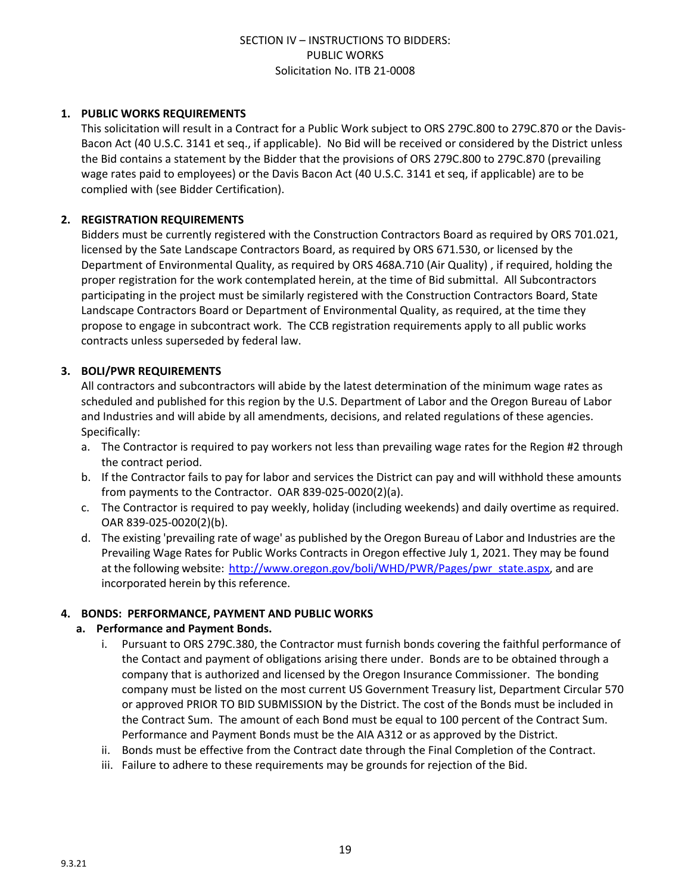SECTION IV – INSTRUCTIONS TO BIDDERS:
PUBLIC WORKS
Solicitation No. ITB 21-0008

**1. PUBLIC WORKS REQUIREMENTS**

This solicitation will result in a Contract for a Public Work subject to ORS 279C.800 to 279C.870 or the Davis-Bacon Act (40 U.S.C. 3141 et seq., if applicable). No Bid will be received or considered by the District unless the Bid contains a statement by the Bidder that the provisions of ORS 279C.800 to 279C.870 (prevailing wage rates paid to employees) or the Davis Bacon Act (40 U.S.C. 3141 et seq, if applicable) are to be complied with (see Bidder Certification).

**2. REGISTRATION REQUIREMENTS**

Bidders must be currently registered with the Construction Contractors Board as required by ORS 701.021, licensed by the Sate Landscape Contractors Board, as required by ORS 671.530, or licensed by the Department of Environmental Quality, as required by ORS 468A.710 (Air Quality) , if required, holding the proper registration for the work contemplated herein, at the time of Bid submittal. All Subcontractors participating in the project must be similarly registered with the Construction Contractors Board, State Landscape Contractors Board or Department of Environmental Quality, as required, at the time they propose to engage in subcontract work. The CCB registration requirements apply to all public works contracts unless superseded by federal law.

**3. BOLI/PWR REQUIREMENTS**

All contractors and subcontractors will abide by the latest determination of the minimum wage rates as scheduled and published for this region by the U.S. Department of Labor and the Oregon Bureau of Labor and Industries and will abide by all amendments, decisions, and related regulations of these agencies. Specifically:

a. The Contractor is required to pay workers not less than prevailing wage rates for the Region #2 through the contract period.
b. If the Contractor fails to pay for labor and services the District can pay and will withhold these amounts from payments to the Contractor. OAR 839-025-0020(2)(a).
c. The Contractor is required to pay weekly, holiday (including weekends) and daily overtime as required. OAR 839-025-0020(2)(b).
d. The existing 'prevailing rate of wage' as published by the Oregon Bureau of Labor and Industries are the Prevailing Wage Rates for Public Works Contracts in Oregon effective July 1, 2021. They may be found at the following website: [http://www.oregon.gov/boli/WHD/PWR/Pages/pwr_state.aspx](http://www.oregon.gov/boli/WHD/PWR/Pages/pwr_state.aspx), and are incorporated herein by this reference.

**4. BONDS: PERFORMANCE, PAYMENT AND PUBLIC WORKS**

**a. Performance and Payment Bonds.**

i. Pursuant to ORS 279C.380, the Contractor must furnish bonds covering the faithful performance of the Contact and payment of obligations arising there under. Bonds are to be obtained through a company that is authorized and licensed by the Oregon Insurance Commissioner. The bonding company must be listed on the most current US Government Treasury list, Department Circular 570 or approved PRIOR TO BID SUBMISSION by the District. The cost of the Bonds must be included in the Contract Sum. The amount of each Bond must be equal to 100 percent of the Contract Sum. Performance and Payment Bonds must be the AIA A312 or as approved by the District.

ii. Bonds must be effective from the Contract date through the Final Completion of the Contract.

iii. Failure to adhere to these requirements may be grounds for rejection of the Bid.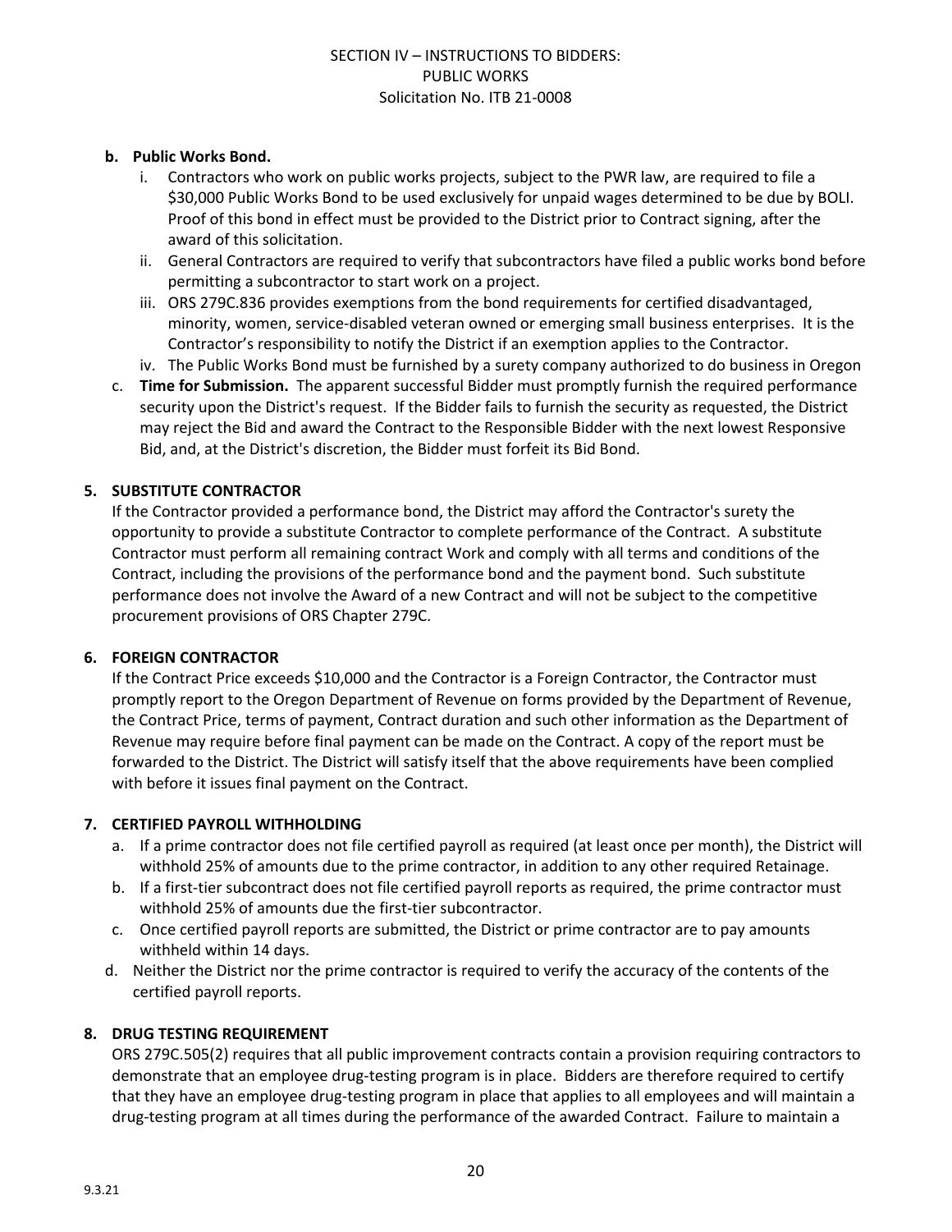**b. Public Works Bond.**

i. Contractors who work on public works projects, subject to the PWR law, are required to file a $30,000 Public Works Bond to be used exclusively for unpaid wages determined to be due by BOLI. Proof of this bond in effect must be provided to the District prior to Contract signing, after the award of this solicitation.

ii. General Contractors are required to verify that subcontractors have filed a public works bond before permitting a subcontractor to start work on a project.

iii. ORS 279C.836 provides exemptions from the bond requirements for certified disadvantaged, minority, women, service-disabled veteran owned or emerging small business enterprises. It is the Contractor's responsibility to notify the District if an exemption applies to the Contractor.

iv. The Public Works Bond must be furnished by a surety company authorized to do business in Oregon

c. **Time for Submission.** The apparent successful Bidder must promptly furnish the required performance security upon the District's request. If the Bidder fails to furnish the security as requested, the District may reject the Bid and award the Contract to the Responsible Bidder with the next lowest Responsive Bid, and, at the District's discretion, the Bidder must forfeit its Bid Bond.

## 5. SUBSTITUTE CONTRACTOR

If the Contractor provided a performance bond, the District may afford the Contractor's surety the opportunity to provide a substitute Contractor to complete performance of the Contract. A substitute Contractor must perform all remaining contract Work and comply with all terms and conditions of the Contract, including the provisions of the performance bond and the payment bond. Such substitute performance does not involve the Award of a new Contract and will not be subject to the competitive procurement provisions of ORS Chapter 279C.

## 6. FOREIGN CONTRACTOR

If the Contract Price exceeds $10,000 and the Contractor is a Foreign Contractor, the Contractor must promptly report to the Oregon Department of Revenue on forms provided by the Department of Revenue, the Contract Price, terms of payment, Contract duration and such other information as the Department of Revenue may require before final payment can be made on the Contract. A copy of the report must be forwarded to the District. The District will satisfy itself that the above requirements have been complied with before it issues final payment on the Contract.

## 7. CERTIFIED PAYROLL WITHHOLDING

a. If a prime contractor does not file certified payroll as required (at least once per month), the District will withhold 25% of amounts due to the prime contractor, in addition to any other required Retainage.

b. If a first-tier subcontract does not file certified payroll reports as required, the prime contractor must withhold 25% of amounts due the first-tier subcontractor.

c. Once certified payroll reports are submitted, the District or prime contractor are to pay amounts withheld within 14 days.

d. Neither the District nor the prime contractor is required to verify the accuracy of the contents of the certified payroll reports.

## 8. DRUG TESTING REQUIREMENT

ORS 279C.505(2) requires that all public improvement contracts contain a provision requiring contractors to demonstrate that an employee drug-testing program is in place. Bidders are therefore required to certify that they have an employee drug-testing program in place that applies to all employees and will maintain a drug-testing program at all times during the performance of the awarded Contract. Failure to maintain a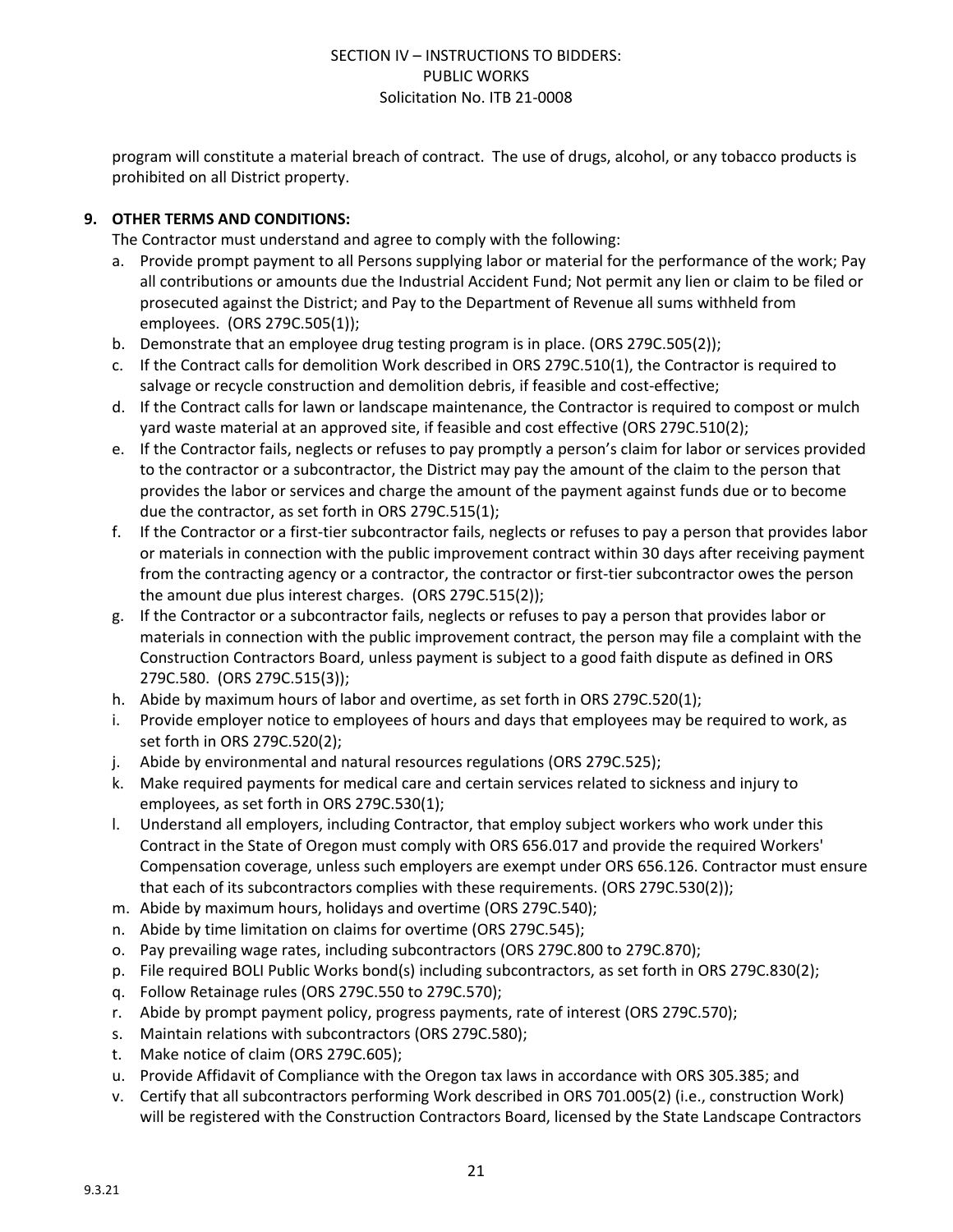program will constitute a material breach of contract. The use of drugs, alcohol, or any tobacco products is prohibited on all District property.

**9. OTHER TERMS AND CONDITIONS:**

The Contractor must understand and agree to comply with the following:

a. Provide prompt payment to all Persons supplying labor or material for the performance of the work; Pay all contributions or amounts due the Industrial Accident Fund; Not permit any lien or claim to be filed or prosecuted against the District; and Pay to the Department of Revenue all sums withheld from employees. (ORS 279C.505(1));

b. Demonstrate that an employee drug testing program is in place. (ORS 279C.505(2));

c. If the Contract calls for demolition Work described in ORS 279C.510(1), the Contractor is required to salvage or recycle construction and demolition debris, if feasible and cost-effective;

d. If the Contract calls for lawn or landscape maintenance, the Contractor is required to compost or mulch yard waste material at an approved site, if feasible and cost effective (ORS 279C.510(2);

e. If the Contractor fails, neglects or refuses to pay promptly a person's claim for labor or services provided to the contractor or a subcontractor, the District may pay the amount of the claim to the person that provides the labor or services and charge the amount of the payment against funds due or to become due the contractor, as set forth in ORS 279C.515(1);

f. If the Contractor or a first-tier subcontractor fails, neglects or refuses to pay a person that provides labor or materials in connection with the public improvement contract within 30 days after receiving payment from the contracting agency or a contractor, the contractor or first-tier subcontractor owes the person the amount due plus interest charges. (ORS 279C.515(2));

g. If the Contractor or a subcontractor fails, neglects or refuses to pay a person that provides labor or materials in connection with the public improvement contract, the person may file a complaint with the Construction Contractors Board, unless payment is subject to a good faith dispute as defined in ORS 279C.580. (ORS 279C.515(3));

h. Abide by maximum hours of labor and overtime, as set forth in ORS 279C.520(1);

i. Provide employer notice to employees of hours and days that employees may be required to work, as set forth in ORS 279C.520(2);

j. Abide by environmental and natural resources regulations (ORS 279C.525);

k. Make required payments for medical care and certain services related to sickness and injury to employees, as set forth in ORS 279C.530(1);

l. Understand all employers, including Contractor, that employ subject workers who work under this Contract in the State of Oregon must comply with ORS 656.017 and provide the required Workers' Compensation coverage, unless such employers are exempt under ORS 656.126. Contractor must ensure that each of its subcontractors complies with these requirements. (ORS 279C.530(2));

m. Abide by maximum hours, holidays and overtime (ORS 279C.540);

n. Abide by time limitation on claims for overtime (ORS 279C.545);

o. Pay prevailing wage rates, including subcontractors (ORS 279C.800 to 279C.870);

p. File required BOLI Public Works bond(s) including subcontractors, as set forth in ORS 279C.830(2);

q. Follow Retainage rules (ORS 279C.550 to 279C.570);

r. Abide by prompt payment policy, progress payments, rate of interest (ORS 279C.570);

s. Maintain relations with subcontractors (ORS 279C.580);

t. Make notice of claim (ORS 279C.605);

u. Provide Affidavit of Compliance with the Oregon tax laws in accordance with ORS 305.385; and

v. Certify that all subcontractors performing Work described in ORS 701.005(2) (i.e., construction Work) will be registered with the Construction Contractors Board, licensed by the State Landscape Contractors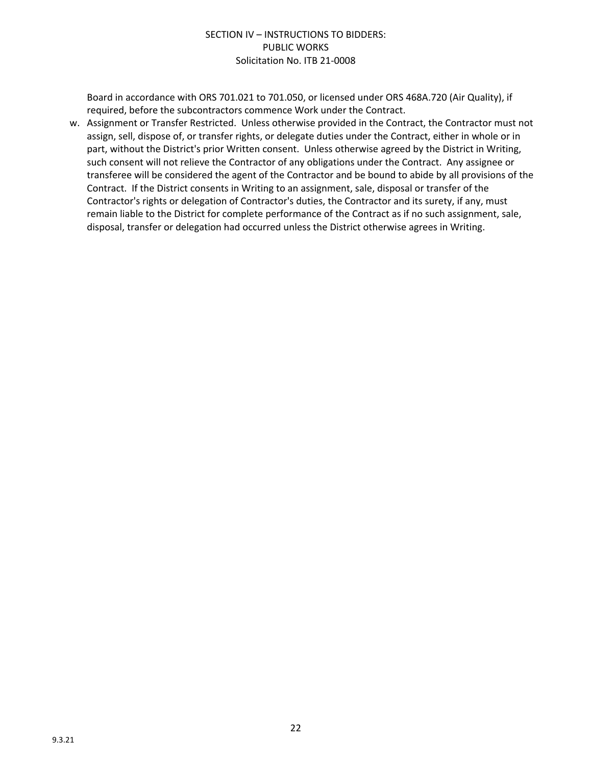Board in accordance with ORS 701.021 to 701.050, or licensed under ORS 468A.720 (Air Quality), if required, before the subcontractors commence Work under the Contract.

w. Assignment or Transfer Restricted. Unless otherwise provided in the Contract, the Contractor must not assign, sell, dispose of, or transfer rights, or delegate duties under the Contract, either in whole or in part, without the District's prior Written consent. Unless otherwise agreed by the District in Writing, such consent will not relieve the Contractor of any obligations under the Contract. Any assignee or transferee will be considered the agent of the Contractor and be bound to abide by all provisions of the Contract. If the District consents in Writing to an assignment, sale, disposal or transfer of the Contractor's rights or delegation of Contractor's duties, the Contractor and its surety, if any, must remain liable to the District for complete performance of the Contract as if no such assignment, sale, disposal, transfer or delegation had occurred unless the District otherwise agrees in Writing.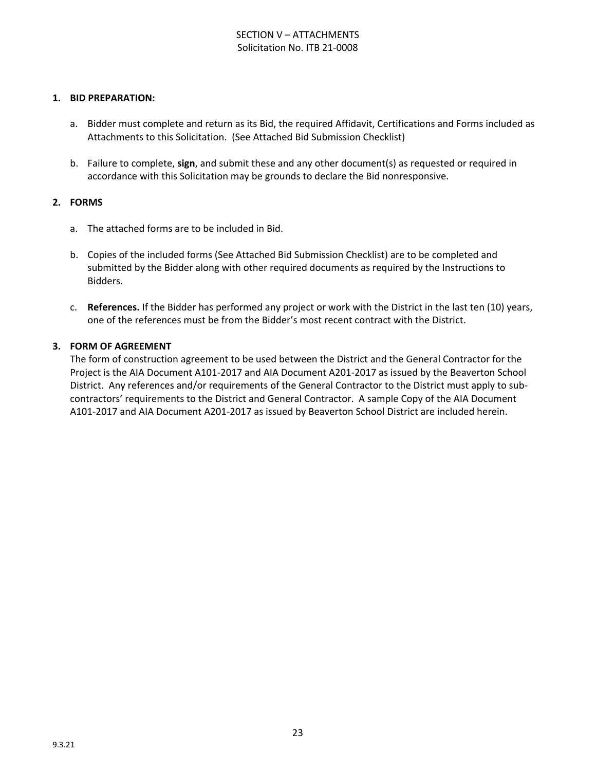# SECTION V – ATTACHMENTS
Solicitation No. ITB 21-0008

**1. BID PREPARATION:**

a. Bidder must complete and return as its Bid, the required Affidavit, Certifications and Forms included as Attachments to this Solicitation. (See Attached Bid Submission Checklist)

b. Failure to complete, **sign**, and submit these and any other document(s) as requested or required in accordance with this Solicitation may be grounds to declare the Bid nonresponsive.

**2. FORMS**

a. The attached forms are to be included in Bid.

b. Copies of the included forms (See Attached Bid Submission Checklist) are to be completed and submitted by the Bidder along with other required documents as required by the Instructions to Bidders.

c. **References.** If the Bidder has performed any project or work with the District in the last ten (10) years, one of the references must be from the Bidder's most recent contract with the District.

**3. FORM OF AGREEMENT**

The form of construction agreement to be used between the District and the General Contractor for the Project is the AIA Document A101-2017 and AIA Document A201-2017 as issued by the Beaverton School District. Any references and/or requirements of the General Contractor to the District must apply to sub-contractors' requirements to the District and General Contractor. A sample Copy of the AIA Document A101-2017 and AIA Document A201-2017 as issued by Beaverton School District are included herein.

9.3.21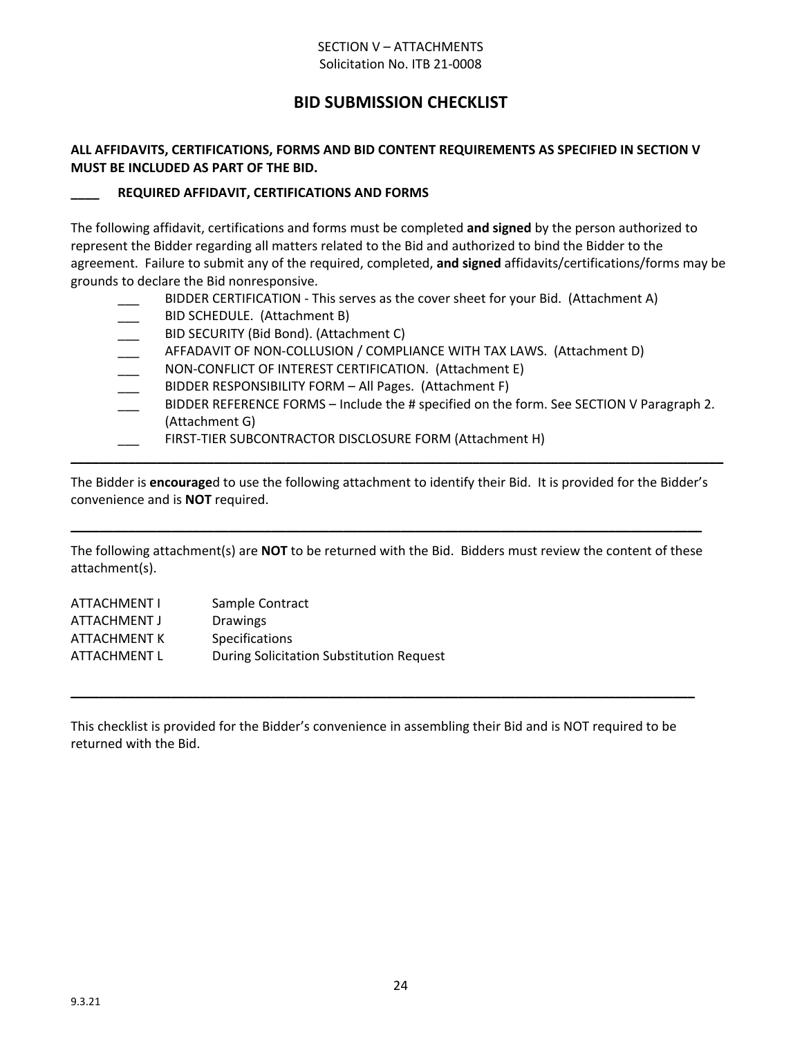SECTION V – ATTACHMENTS
Solicitation No. ITB 21-0008

# BID SUBMISSION CHECKLIST

**ALL AFFIDAVITS, CERTIFICATIONS, FORMS AND BID CONTENT REQUIREMENTS AS SPECIFIED IN SECTION V MUST BE INCLUDED AS PART OF THE BID.**

**____ REQUIRED AFFIDAVIT, CERTIFICATIONS AND FORMS**

The following affidavit, certifications and forms must be completed **and signed** by the person authorized to represent the Bidder regarding all matters related to the Bid and authorized to bind the Bidder to the agreement. Failure to submit any of the required, completed, **and signed** affidavits/certifications/forms may be grounds to declare the Bid nonresponsive.

- ___ BIDDER CERTIFICATION - This serves as the cover sheet for your Bid. (Attachment A)
- ___ BID SCHEDULE. (Attachment B)
- ___ BID SECURITY (Bid Bond). (Attachment C)
- ___ AFFADAVIT OF NON-COLLUSION / COMPLIANCE WITH TAX LAWS. (Attachment D)
- ___ NON-CONFLICT OF INTEREST CERTIFICATION. (Attachment E)
- ___ BIDDER RESPONSIBILITY FORM – All Pages. (Attachment F)
- ___ BIDDER REFERENCE FORMS – Include the # specified on the form. See SECTION V Paragraph 2. (Attachment G)
- ___ FIRST-TIER SUBCONTRACTOR DISCLOSURE FORM (Attachment H)

---

The Bidder is **encourage**d to use the following attachment to identify their Bid. It is provided for the Bidder's convenience and is **NOT** required.

---

The following attachment(s) are **NOT** to be returned with the Bid. Bidders must review the content of these attachment(s).

| | |
|---|---|
| ATTACHMENT I | Sample Contract |
| ATTACHMENT J | Drawings |
| ATTACHMENT K | Specifications |
| ATTACHMENT L | During Solicitation Substitution Request |

---

This checklist is provided for the Bidder's convenience in assembling their Bid and is NOT required to be returned with the Bid.

9.3.21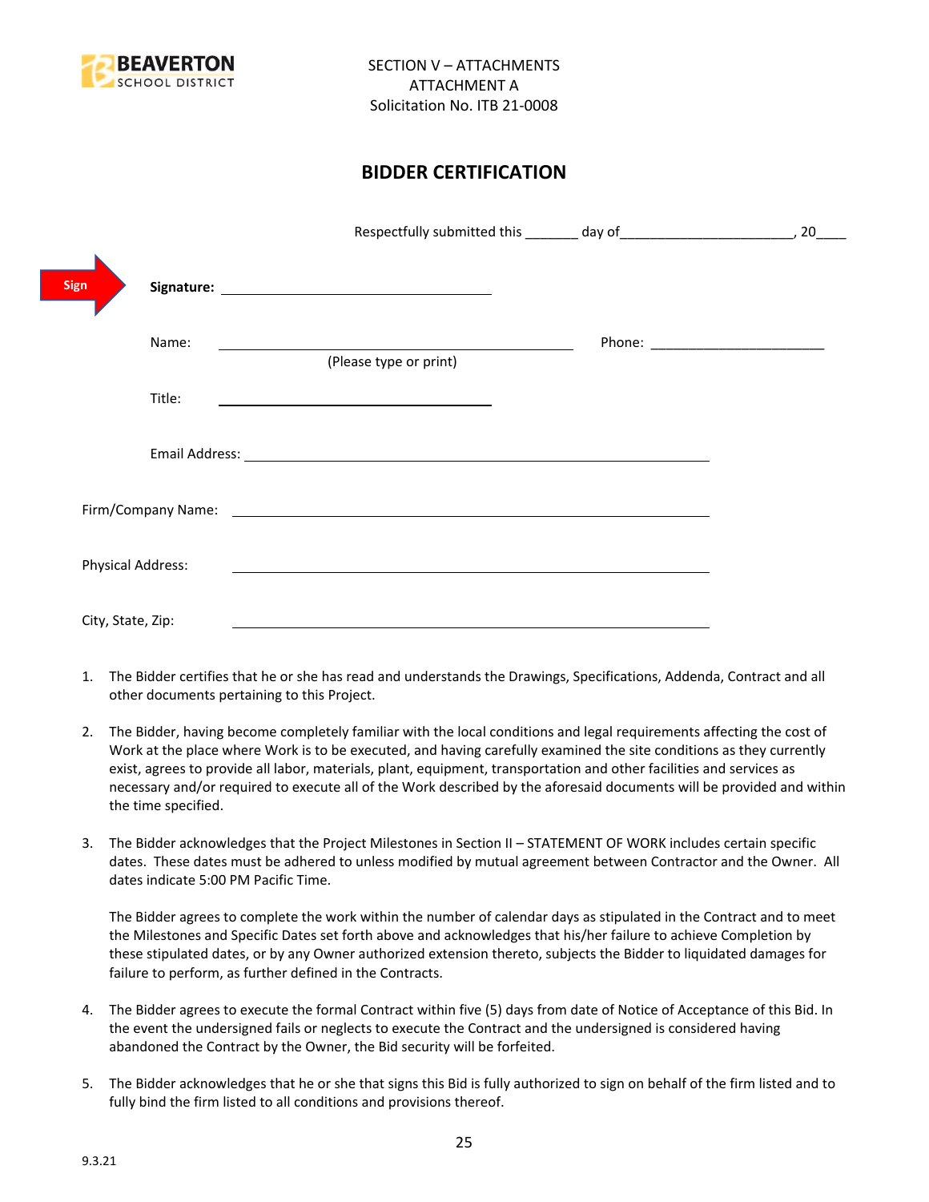SECTION V – ATTACHMENTS
ATTACHMENT A
Solicitation No. ITB 21-0008

## BIDDER CERTIFICATION

Respectfully submitted this _______ day of_______________________, 20____

Sign **Signature:** ______________________________

Name: ________________________________________ Phone: _______________________
(Please type or print)

Title: ______________________________

Email Address: ____________________________________________________

Firm/Company Name: ____________________________________________________

Physical Address: ____________________________________________________

City, State, Zip: ____________________________________________________

1. The Bidder certifies that he or she has read and understands the Drawings, Specifications, Addenda, Contract and all other documents pertaining to this Project.

2. The Bidder, having become completely familiar with the local conditions and legal requirements affecting the cost of Work at the place where Work is to be executed, and having carefully examined the site conditions as they currently exist, agrees to provide all labor, materials, plant, equipment, transportation and other facilities and services as necessary and/or required to execute all of the Work described by the aforesaid documents will be provided and within the time specified.

3. The Bidder acknowledges that the Project Milestones in Section II – STATEMENT OF WORK includes certain specific dates. These dates must be adhered to unless modified by mutual agreement between Contractor and the Owner. All dates indicate 5:00 PM Pacific Time.

   The Bidder agrees to complete the work within the number of calendar days as stipulated in the Contract and to meet the Milestones and Specific Dates set forth above and acknowledges that his/her failure to achieve Completion by these stipulated dates, or by any Owner authorized extension thereto, subjects the Bidder to liquidated damages for failure to perform, as further defined in the Contracts.

4. The Bidder agrees to execute the formal Contract within five (5) days from date of Notice of Acceptance of this Bid. In the event the undersigned fails or neglects to execute the Contract and the undersigned is considered having abandoned the Contract by the Owner, the Bid security will be forfeited.

5. The Bidder acknowledges that he or she that signs this Bid is fully authorized to sign on behalf of the firm listed and to fully bind the firm listed to all conditions and provisions thereof.

9.3.21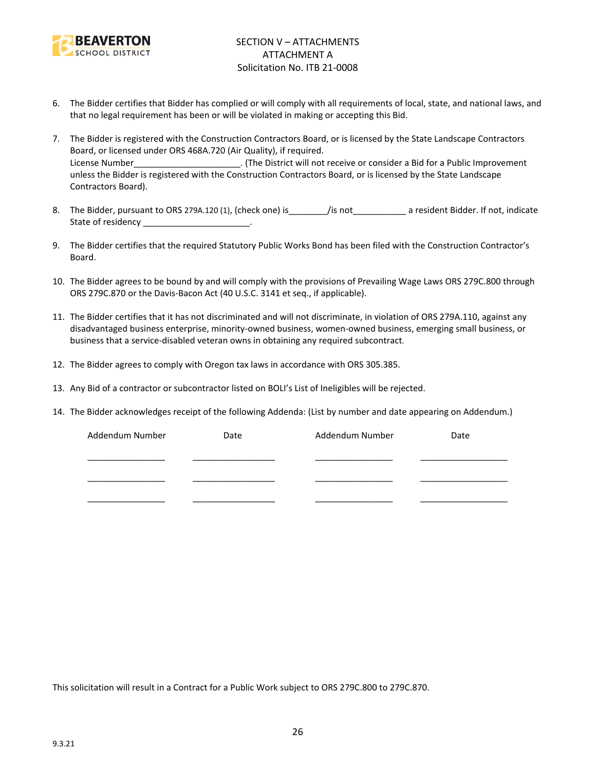SECTION V – ATTACHMENTS
ATTACHMENT A
Solicitation No. ITB 21-0008

6. The Bidder certifies that Bidder has complied or will comply with all requirements of local, state, and national laws, and that no legal requirement has been or will be violated in making or accepting this Bid.

7. The Bidder is registered with the Construction Contractors Board, or is licensed by the State Landscape Contractors Board, or licensed under ORS 468A.720 (Air Quality), if required.
License Number______________________. (The District will not receive or consider a Bid for a Public Improvement unless the Bidder is registered with the Construction Contractors Board, or is licensed by the State Landscape Contractors Board).

8. The Bidder, pursuant to ORS 279A.120 (1), (check one) is________/is not___________ a resident Bidder. If not, indicate State of residency ______________________.

9. The Bidder certifies that the required Statutory Public Works Bond has been filed with the Construction Contractor's Board.

10. The Bidder agrees to be bound by and will comply with the provisions of Prevailing Wage Laws ORS 279C.800 through ORS 279C.870 or the Davis-Bacon Act (40 U.S.C. 3141 et seq., if applicable).

11. The Bidder certifies that it has not discriminated and will not discriminate, in violation of ORS 279A.110, against any disadvantaged business enterprise, minority-owned business, women-owned business, emerging small business, or business that a service-disabled veteran owns in obtaining any required subcontract.

12. The Bidder agrees to comply with Oregon tax laws in accordance with ORS 305.385.

13. Any Bid of a contractor or subcontractor listed on BOLI's List of Ineligibles will be rejected.

14. The Bidder acknowledges receipt of the following Addenda: (List by number and date appearing on Addendum.)

| Addendum Number | Date | Addendum Number | Date |
|---|---|---|---|
| ________________ | __________________ | ________________ | ___________________ |
| ________________ | __________________ | ________________ | ___________________ |
| ________________ | __________________ | ________________ | ___________________ |

This solicitation will result in a Contract for a Public Work subject to ORS 279C.800 to 279C.870.

9.3.21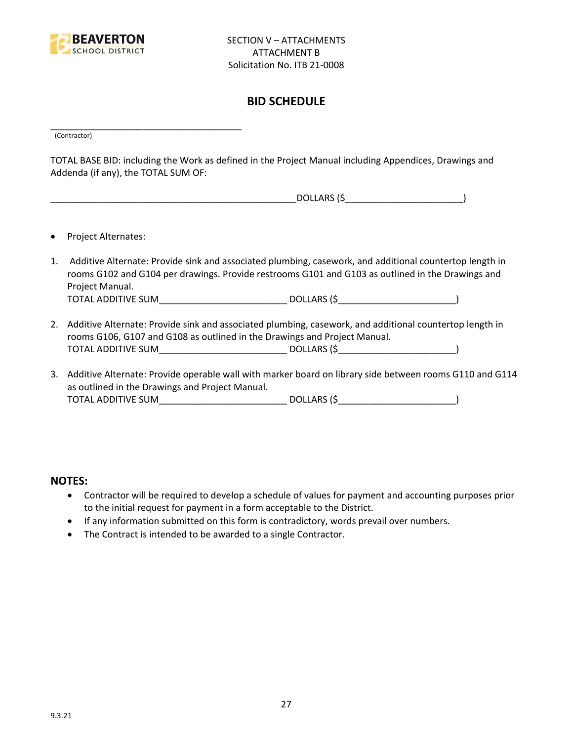SECTION V – ATTACHMENTS
ATTACHMENT B
Solicitation No. ITB 21-0008

## BID SCHEDULE

_______________________________________
(Contractor)

TOTAL BASE BID: including the Work as defined in the Project Manual including Appendices, Drawings and Addenda (if any), the TOTAL SUM OF:

__________________________________________________DOLLARS ($_______________________)

- Project Alternates:

1. Additive Alternate: Provide sink and associated plumbing, casework, and additional countertop length in rooms G102 and G104 per drawings. Provide restrooms G101 and G103 as outlined in the Drawings and Project Manual.
   TOTAL ADDITIVE SUM_________________________ DOLLARS ($_______________________)

2. Additive Alternate: Provide sink and associated plumbing, casework, and additional countertop length in rooms G106, G107 and G108 as outlined in the Drawings and Project Manual.
   TOTAL ADDITIVE SUM_________________________ DOLLARS ($_______________________)

3. Additive Alternate: Provide operable wall with marker board on library side between rooms G110 and G114 as outlined in the Drawings and Project Manual.
   TOTAL ADDITIVE SUM_________________________ DOLLARS ($_______________________)

**NOTES:**

- Contractor will be required to develop a schedule of values for payment and accounting purposes prior to the initial request for payment in a form acceptable to the District.
- If any information submitted on this form is contradictory, words prevail over numbers.
- The Contract is intended to be awarded to a single Contractor.

9.3.21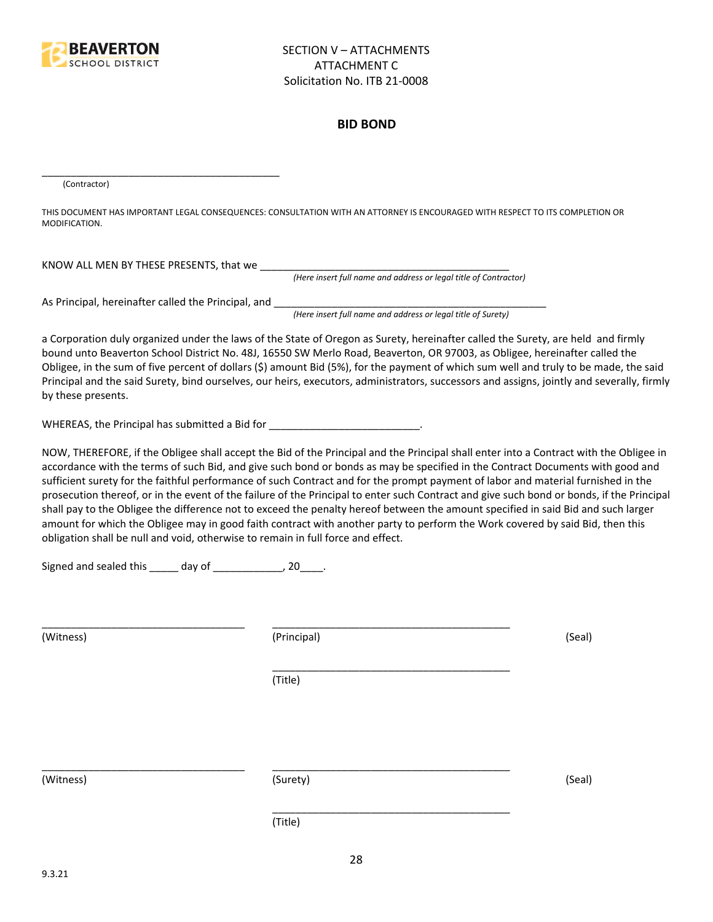SECTION V – ATTACHMENTS
ATTACHMENT C
Solicitation No. ITB 21-0008

## BID BOND

\_\_\_\_\_\_\_\_\_\_\_\_\_\_\_\_\_\_\_\_\_\_\_\_\_\_\_\_\_\_\_\_\_\_\_\_\_\_\_\_\_\_\_
(Contractor)

THIS DOCUMENT HAS IMPORTANT LEGAL CONSEQUENCES: CONSULTATION WITH AN ATTORNEY IS ENCOURAGED WITH RESPECT TO ITS COMPLETION OR MODIFICATION.

KNOW ALL MEN BY THESE PRESENTS, that we \_\_\_\_\_\_\_\_\_\_\_\_\_\_\_\_\_\_\_\_\_\_\_\_\_\_\_\_\_\_\_\_\_\_\_\_\_\_\_\_\_\_\_
*(Here insert full name and address or legal title of Contractor)*

As Principal, hereinafter called the Principal, and \_\_\_\_\_\_\_\_\_\_\_\_\_\_\_\_\_\_\_\_\_\_\_\_\_\_\_\_\_\_\_\_\_\_\_\_\_\_\_\_\_\_\_\_\_\_\_\_
*(Here insert full name and address or legal title of Surety)*

a Corporation duly organized under the laws of the State of Oregon as Surety, hereinafter called the Surety, are held and firmly bound unto Beaverton School District No. 48J, 16550 SW Merlo Road, Beaverton, OR 97003, as Obligee, hereinafter called the Obligee, in the sum of five percent of dollars ($) amount Bid (5%), for the payment of which sum well and truly to be made, the said Principal and the said Surety, bind ourselves, our heirs, executors, administrators, successors and assigns, jointly and severally, firmly by these presents.

WHEREAS, the Principal has submitted a Bid for \_\_\_\_\_\_\_\_\_\_\_\_\_\_\_\_\_\_\_\_\_\_\_\_\_\_.

NOW, THEREFORE, if the Obligee shall accept the Bid of the Principal and the Principal shall enter into a Contract with the Obligee in accordance with the terms of such Bid, and give such bond or bonds as may be specified in the Contract Documents with good and sufficient surety for the faithful performance of such Contract and for the prompt payment of labor and material furnished in the prosecution thereof, or in the event of the failure of the Principal to enter such Contract and give such bond or bonds, if the Principal shall pay to the Obligee the difference not to exceed the penalty hereof between the amount specified in said Bid and such larger amount for which the Obligee may in good faith contract with another party to perform the Work covered by said Bid, then this obligation shall be null and void, otherwise to remain in full force and effect.

Signed and sealed this \_\_\_\_\_ day of \_\_\_\_\_\_\_\_\_\_\_\_, 20\_\_\_\_.

\_\_\_\_\_\_\_\_\_\_\_\_\_\_\_\_\_\_\_\_\_\_\_\_\_\_\_\_\_\_\_\_\_\_ \_\_\_\_\_\_\_\_\_\_\_\_\_\_\_\_\_\_\_\_\_\_\_\_\_\_\_\_\_\_\_\_\_\_\_\_\_\_\_\_\_
(Witness) (Principal) (Seal)

\_\_\_\_\_\_\_\_\_\_\_\_\_\_\_\_\_\_\_\_\_\_\_\_\_\_\_\_\_\_\_\_\_\_\_\_\_\_\_\_\_
(Title)

\_\_\_\_\_\_\_\_\_\_\_\_\_\_\_\_\_\_\_\_\_\_\_\_\_\_\_\_\_\_\_\_\_\_ \_\_\_\_\_\_\_\_\_\_\_\_\_\_\_\_\_\_\_\_\_\_\_\_\_\_\_\_\_\_\_\_\_\_\_\_\_\_\_\_\_
(Witness) (Surety) (Seal)

\_\_\_\_\_\_\_\_\_\_\_\_\_\_\_\_\_\_\_\_\_\_\_\_\_\_\_\_\_\_\_\_\_\_\_\_\_\_\_\_\_
(Title)

9.3.21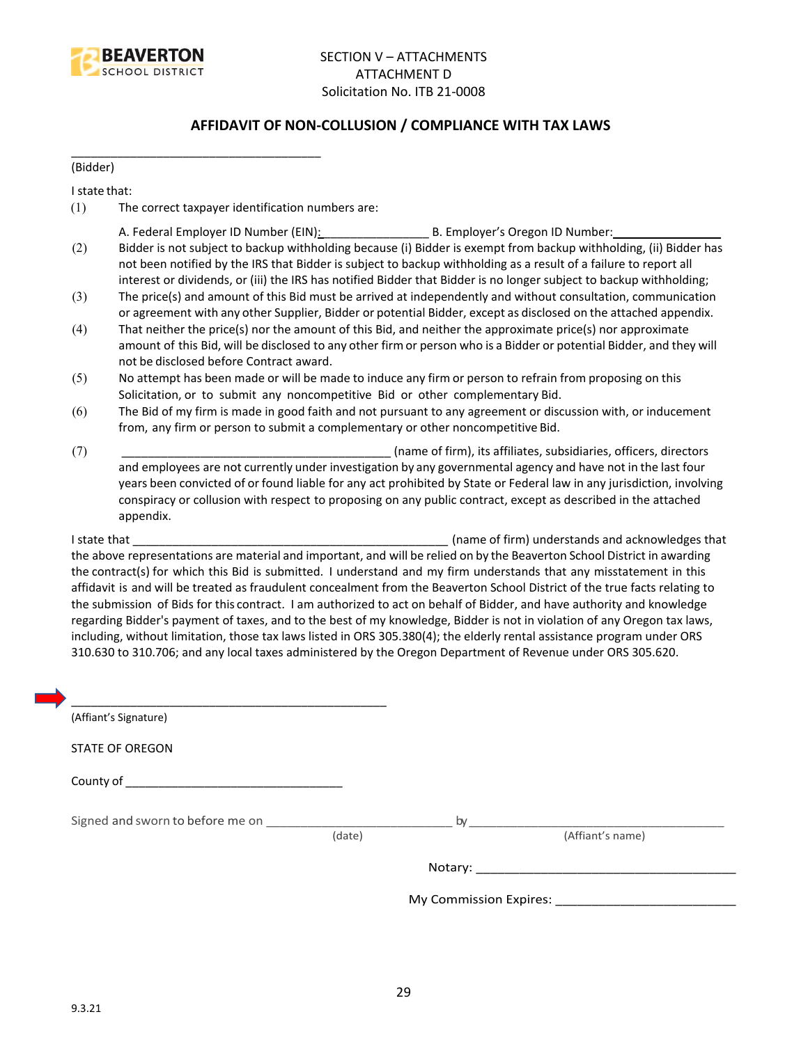SECTION V – ATTACHMENTS
ATTACHMENT D
Solicitation No. ITB 21-0008

## AFFIDAVIT OF NON-COLLUSION / COMPLIANCE WITH TAX LAWS

_____________________________________
(Bidder)

I state that:

(1) The correct taxpayer identification numbers are:

A. Federal Employer ID Number (EIN):________________ B. Employer's Oregon ID Number:________________

(2) Bidder is not subject to backup withholding because (i) Bidder is exempt from backup withholding, (ii) Bidder has not been notified by the IRS that Bidder is subject to backup withholding as a result of a failure to report all interest or dividends, or (iii) the IRS has notified Bidder that Bidder is no longer subject to backup withholding;

(3) The price(s) and amount of this Bid must be arrived at independently and without consultation, communication or agreement with any other Supplier, Bidder or potential Bidder, except as disclosed on the attached appendix.

(4) That neither the price(s) nor the amount of this Bid, and neither the approximate price(s) nor approximate amount of this Bid, will be disclosed to any other firm or person who is a Bidder or potential Bidder, and they will not be disclosed before Contract award.

(5) No attempt has been made or will be made to induce any firm or person to refrain from proposing on this Solicitation, or to submit any noncompetitive Bid or other complementary Bid.

(6) The Bid of my firm is made in good faith and not pursuant to any agreement or discussion with, or inducement from, any firm or person to submit a complementary or other noncompetitive Bid.

(7) ________________________________________ (name of firm), its affiliates, subsidiaries, officers, directors and employees are not currently under investigation by any governmental agency and have not in the last four years been convicted of or found liable for any act prohibited by State or Federal law in any jurisdiction, involving conspiracy or collusion with respect to proposing on any public contract, except as described in the attached appendix.

I state that ________________________________________________ (name of firm) understands and acknowledges that the above representations are material and important, and will be relied on by the Beaverton School District in awarding the contract(s) for which this Bid is submitted. I understand and my firm understands that any misstatement in this affidavit is and will be treated as fraudulent concealment from the Beaverton School District of the true facts relating to the submission of Bids for this contract. I am authorized to act on behalf of Bidder, and have authority and knowledge regarding Bidder's payment of taxes, and to the best of my knowledge, Bidder is not in violation of any Oregon tax laws, including, without limitation, those tax laws listed in ORS 305.380(4); the elderly rental assistance program under ORS 310.630 to 310.706; and any local taxes administered by the Oregon Department of Revenue under ORS 305.620.

_______________________________________________
(Affiant's Signature)

STATE OF OREGON

County of ________________________________

Signed and sworn to before me on ___________________________ by ______________________________________
(date) (Affiant's name)

Notary: _____________________________________

My Commission Expires: _________________________

9.3.21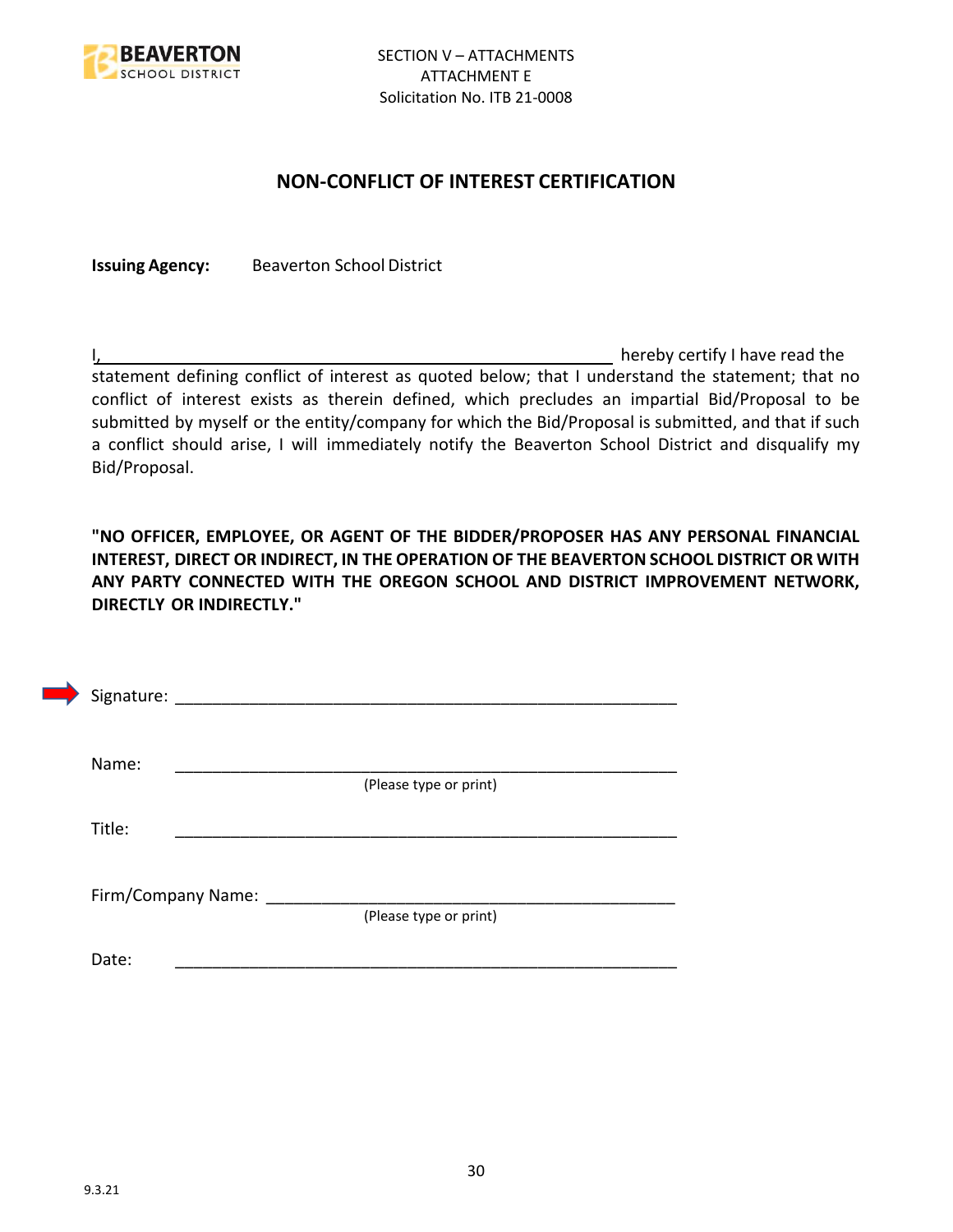SECTION V – ATTACHMENTS
ATTACHMENT E
Solicitation No. ITB 21-0008

## NON-CONFLICT OF INTEREST CERTIFICATION

**Issuing Agency:** Beaverton School District

I,\_\_\_\_\_\_\_\_\_\_\_\_\_\_\_\_\_\_\_\_\_\_\_\_\_\_\_\_\_\_\_\_\_\_\_\_\_\_\_\_\_\_\_\_\_\_\_\_\_\_ hereby certify I have read the statement defining conflict of interest as quoted below; that I understand the statement; that no conflict of interest exists as therein defined, which precludes an impartial Bid/Proposal to be submitted by myself or the entity/company for which the Bid/Proposal is submitted, and that if such a conflict should arise, I will immediately notify the Beaverton School District and disqualify my Bid/Proposal.

**"NO OFFICER, EMPLOYEE, OR AGENT OF THE BIDDER/PROPOSER HAS ANY PERSONAL FINANCIAL INTEREST, DIRECT OR INDIRECT, IN THE OPERATION OF THE BEAVERTON SCHOOL DISTRICT OR WITH ANY PARTY CONNECTED WITH THE OREGON SCHOOL AND DISTRICT IMPROVEMENT NETWORK, DIRECTLY OR INDIRECTLY."**

Signature: \_\_\_\_\_\_\_\_\_\_\_\_\_\_\_\_\_\_\_\_\_\_\_\_\_\_\_\_\_\_\_\_\_\_\_\_\_\_\_\_\_\_\_\_\_\_\_\_\_\_\_

Name: \_\_\_\_\_\_\_\_\_\_\_\_\_\_\_\_\_\_\_\_\_\_\_\_\_\_\_\_\_\_\_\_\_\_\_\_\_\_\_\_\_\_\_\_\_\_\_\_\_\_\_
(Please type or print)

Title: \_\_\_\_\_\_\_\_\_\_\_\_\_\_\_\_\_\_\_\_\_\_\_\_\_\_\_\_\_\_\_\_\_\_\_\_\_\_\_\_\_\_\_\_\_\_\_\_\_\_\_

Firm/Company Name: \_\_\_\_\_\_\_\_\_\_\_\_\_\_\_\_\_\_\_\_\_\_\_\_\_\_\_\_\_\_\_\_\_\_\_\_\_\_\_\_\_\_\_
(Please type or print)

Date: \_\_\_\_\_\_\_\_\_\_\_\_\_\_\_\_\_\_\_\_\_\_\_\_\_\_\_\_\_\_\_\_\_\_\_\_\_\_\_\_\_\_\_\_\_\_\_\_\_\_\_

9.3.21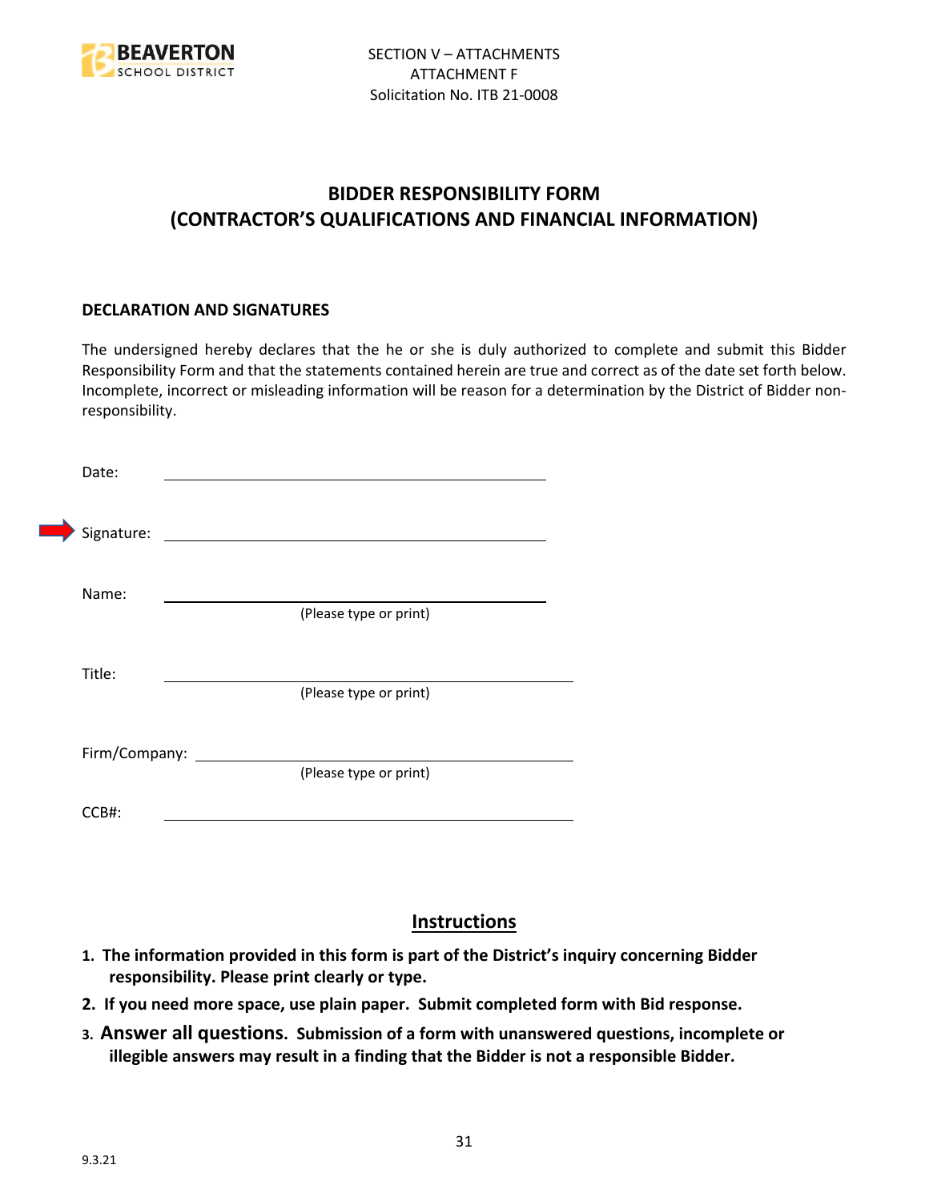SECTION V – ATTACHMENTS
ATTACHMENT F
Solicitation No. ITB 21-0008

# BIDDER RESPONSIBILITY FORM
# (CONTRACTOR'S QUALIFICATIONS AND FINANCIAL INFORMATION)

### DECLARATION AND SIGNATURES

The undersigned hereby declares that the he or she is duly authorized to complete and submit this Bidder Responsibility Form and that the statements contained herein are true and correct as of the date set forth below. Incomplete, incorrect or misleading information will be reason for a determination by the District of Bidder non-responsibility.

Date: ______________________________

Signature: ______________________________

Name: ______________________________
(Please type or print)

Title: ______________________________
(Please type or print)

Firm/Company: ______________________________
(Please type or print)

CCB#: ______________________________

## Instructions

1. **The information provided in this form is part of the District's inquiry concerning Bidder responsibility. Please print clearly or type.**
2. **If you need more space, use plain paper. Submit completed form with Bid response.**
3. **Answer all questions. Submission of a form with unanswered questions, incomplete or illegible answers may result in a finding that the Bidder is not a responsible Bidder.**

9.3.21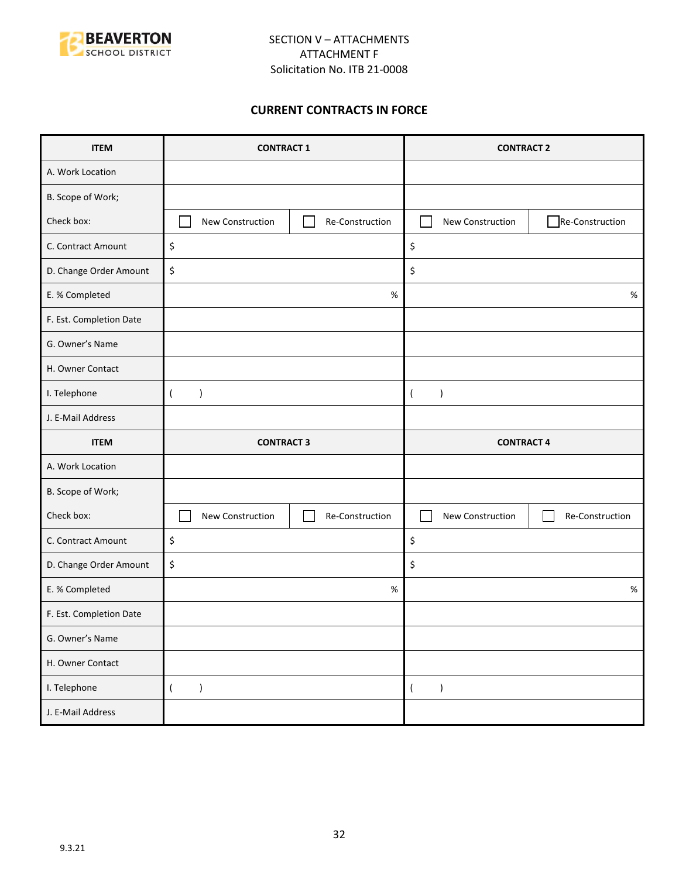SECTION V – ATTACHMENTS
ATTACHMENT F
Solicitation No. ITB 21-0008

## CURRENT CONTRACTS IN FORCE

| ITEM | CONTRACT 1 | | CONTRACT 2 | |
|---|---|---|---|---|
| A. Work Location | | | | |
| B. Scope of Work; | | | | |
| Check box: | ☐ New Construction | ☐ Re-Construction | ☐ New Construction | ☐ Re-Construction |
| C. Contract Amount | $ | | $ | |
| D. Change Order Amount | $ | | $ | |
| E. % Completed | % | | % | |
| F. Est. Completion Date | | | | |
| G. Owner's Name | | | | |
| H. Owner Contact | | | | |
| I. Telephone | ( ) | | ( ) | |
| J. E-Mail Address | | | | |
| **ITEM** | **CONTRACT 3** | | **CONTRACT 4** | |
| A. Work Location | | | | |
| B. Scope of Work; | | | | |
| Check box: | ☐ New Construction | ☐ Re-Construction | ☐ New Construction | ☐ Re-Construction |
| C. Contract Amount | $ | | $ | |
| D. Change Order Amount | $ | | $ | |
| E. % Completed | % | | % | |
| F. Est. Completion Date | | | | |
| G. Owner's Name | | | | |
| H. Owner Contact | | | | |
| I. Telephone | ( ) | | ( ) | |
| J. E-Mail Address | | | | |

9.3.21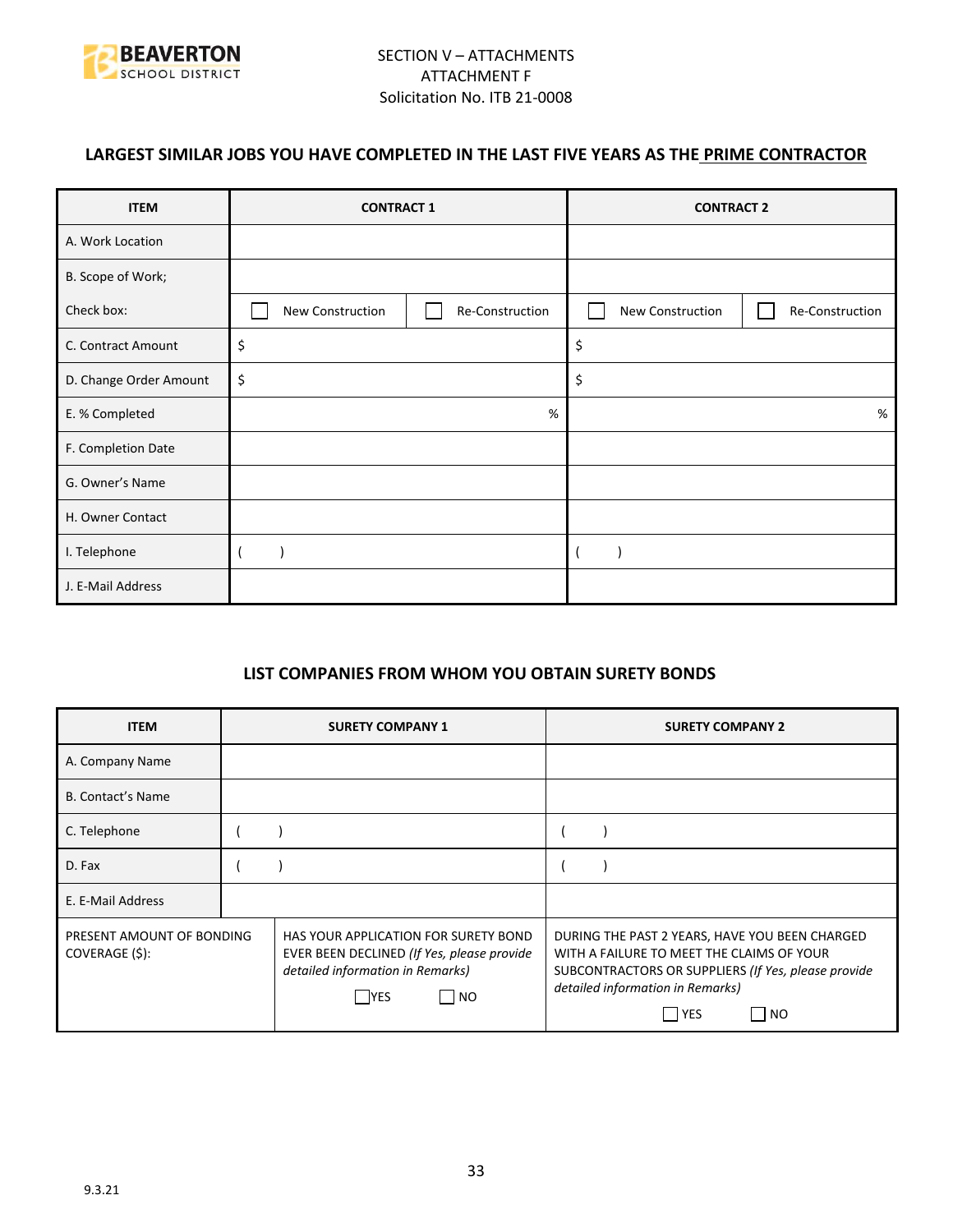SECTION V – ATTACHMENTS
ATTACHMENT F
Solicitation No. ITB 21-0008

### LARGEST SIMILAR JOBS YOU HAVE COMPLETED IN THE LAST FIVE YEARS AS THE PRIME CONTRACTOR

| ITEM | CONTRACT 1 | | CONTRACT 2 | |
|---|---|---|---|---|
| A. Work Location | | | | |
| B. Scope of Work; | | | | |
| Check box: | ☐ New Construction | ☐ Re-Construction | ☐ New Construction | ☐ Re-Construction |
| C. Contract Amount | $ | | $ | |
| D. Change Order Amount | $ | | $ | |
| E. % Completed | % | | % | |
| F. Completion Date | | | | |
| G. Owner's Name | | | | |
| H. Owner Contact | | | | |
| I. Telephone | ( ) | | ( ) | |
| J. E-Mail Address | | | | |

### LIST COMPANIES FROM WHOM YOU OBTAIN SURETY BONDS

| ITEM | SURETY COMPANY 1 | SURETY COMPANY 2 |
|---|---|---|
| A. Company Name | | |
| B. Contact's Name | | |
| C. Telephone | ( ) | ( ) |
| D. Fax | ( ) | ( ) |
| E. E-Mail Address | | |
| PRESENT AMOUNT OF BONDING COVERAGE ($): | HAS YOUR APPLICATION FOR SURETY BOND EVER BEEN DECLINED *(If Yes, please provide detailed information in Remarks)* ☐ YES ☐ NO | DURING THE PAST 2 YEARS, HAVE YOU BEEN CHARGED WITH A FAILURE TO MEET THE CLAIMS OF YOUR SUBCONTRACTORS OR SUPPLIERS *(If Yes, please provide detailed information in Remarks)* ☐ YES ☐ NO |

9.3.21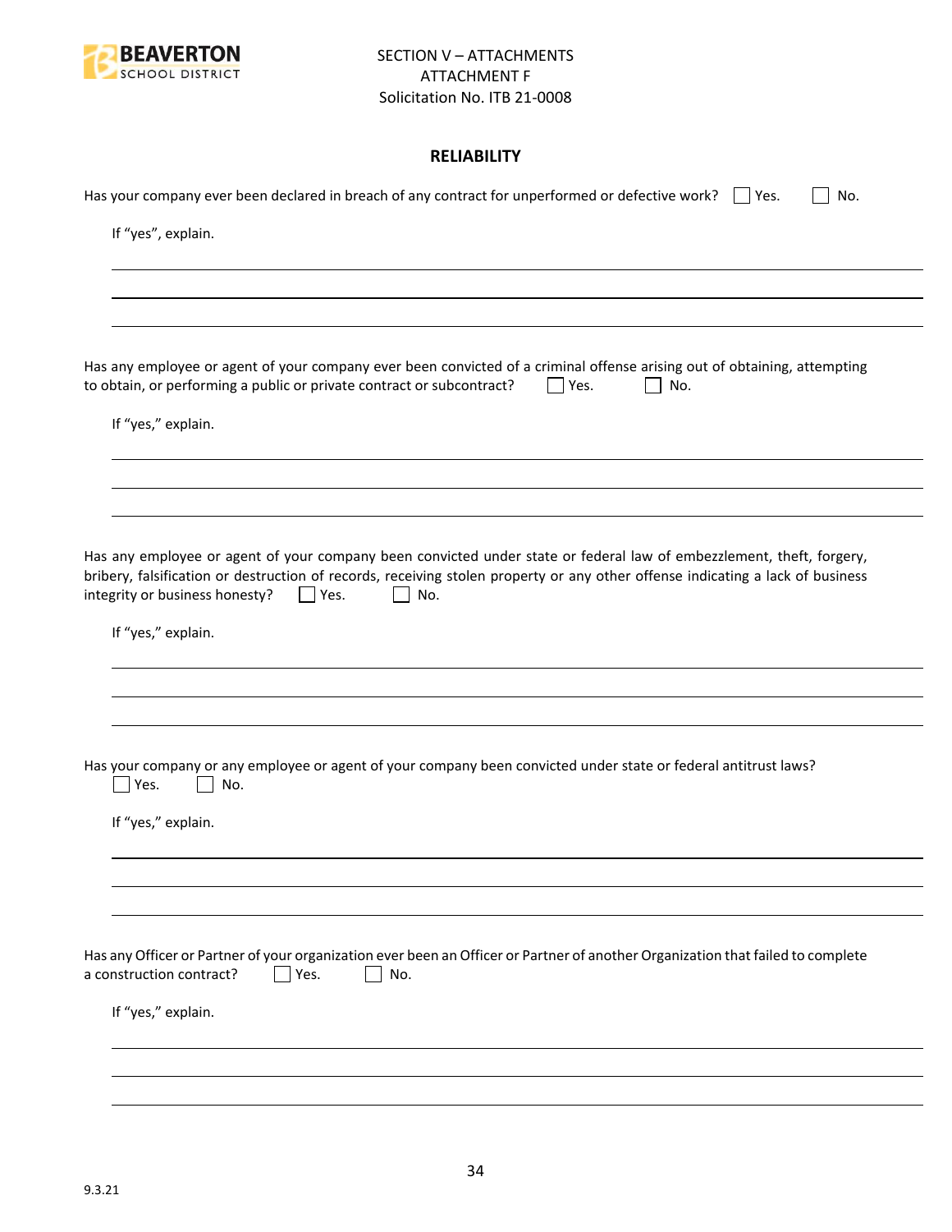SECTION V – ATTACHMENTS
ATTACHMENT F
Solicitation No. ITB 21-0008

## RELIABILITY

Has your company ever been declared in breach of any contract for unperformed or defective work? ☐ Yes. ☐ No.

If "yes", explain.

\_\_\_\_\_\_\_\_\_\_\_\_\_\_\_\_\_\_\_\_\_\_\_\_\_\_\_\_\_\_\_\_\_\_\_\_\_\_\_\_\_\_\_\_\_\_\_\_\_\_\_\_\_\_\_\_\_\_\_\_\_\_\_\_\_\_\_\_\_\_\_\_\_\_\_\_\_\_

\_\_\_\_\_\_\_\_\_\_\_\_\_\_\_\_\_\_\_\_\_\_\_\_\_\_\_\_\_\_\_\_\_\_\_\_\_\_\_\_\_\_\_\_\_\_\_\_\_\_\_\_\_\_\_\_\_\_\_\_\_\_\_\_\_\_\_\_\_\_\_\_\_\_\_\_\_\_

\_\_\_\_\_\_\_\_\_\_\_\_\_\_\_\_\_\_\_\_\_\_\_\_\_\_\_\_\_\_\_\_\_\_\_\_\_\_\_\_\_\_\_\_\_\_\_\_\_\_\_\_\_\_\_\_\_\_\_\_\_\_\_\_\_\_\_\_\_\_\_\_\_\_\_\_\_\_

Has any employee or agent of your company ever been convicted of a criminal offense arising out of obtaining, attempting to obtain, or performing a public or private contract or subcontract? ☐ Yes. ☐ No.

If "yes," explain.

\_\_\_\_\_\_\_\_\_\_\_\_\_\_\_\_\_\_\_\_\_\_\_\_\_\_\_\_\_\_\_\_\_\_\_\_\_\_\_\_\_\_\_\_\_\_\_\_\_\_\_\_\_\_\_\_\_\_\_\_\_\_\_\_\_\_\_\_\_\_\_\_\_\_\_\_\_\_

\_\_\_\_\_\_\_\_\_\_\_\_\_\_\_\_\_\_\_\_\_\_\_\_\_\_\_\_\_\_\_\_\_\_\_\_\_\_\_\_\_\_\_\_\_\_\_\_\_\_\_\_\_\_\_\_\_\_\_\_\_\_\_\_\_\_\_\_\_\_\_\_\_\_\_\_\_\_

\_\_\_\_\_\_\_\_\_\_\_\_\_\_\_\_\_\_\_\_\_\_\_\_\_\_\_\_\_\_\_\_\_\_\_\_\_\_\_\_\_\_\_\_\_\_\_\_\_\_\_\_\_\_\_\_\_\_\_\_\_\_\_\_\_\_\_\_\_\_\_\_\_\_\_\_\_\_

Has any employee or agent of your company been convicted under state or federal law of embezzlement, theft, forgery, bribery, falsification or destruction of records, receiving stolen property or any other offense indicating a lack of business integrity or business honesty? ☐ Yes. ☐ No.

If "yes," explain.

\_\_\_\_\_\_\_\_\_\_\_\_\_\_\_\_\_\_\_\_\_\_\_\_\_\_\_\_\_\_\_\_\_\_\_\_\_\_\_\_\_\_\_\_\_\_\_\_\_\_\_\_\_\_\_\_\_\_\_\_\_\_\_\_\_\_\_\_\_\_\_\_\_\_\_\_\_\_

\_\_\_\_\_\_\_\_\_\_\_\_\_\_\_\_\_\_\_\_\_\_\_\_\_\_\_\_\_\_\_\_\_\_\_\_\_\_\_\_\_\_\_\_\_\_\_\_\_\_\_\_\_\_\_\_\_\_\_\_\_\_\_\_\_\_\_\_\_\_\_\_\_\_\_\_\_\_

\_\_\_\_\_\_\_\_\_\_\_\_\_\_\_\_\_\_\_\_\_\_\_\_\_\_\_\_\_\_\_\_\_\_\_\_\_\_\_\_\_\_\_\_\_\_\_\_\_\_\_\_\_\_\_\_\_\_\_\_\_\_\_\_\_\_\_\_\_\_\_\_\_\_\_\_\_\_

Has your company or any employee or agent of your company been convicted under state or federal antitrust laws?
☐ Yes. ☐ No.

If "yes," explain.

\_\_\_\_\_\_\_\_\_\_\_\_\_\_\_\_\_\_\_\_\_\_\_\_\_\_\_\_\_\_\_\_\_\_\_\_\_\_\_\_\_\_\_\_\_\_\_\_\_\_\_\_\_\_\_\_\_\_\_\_\_\_\_\_\_\_\_\_\_\_\_\_\_\_\_\_\_\_

\_\_\_\_\_\_\_\_\_\_\_\_\_\_\_\_\_\_\_\_\_\_\_\_\_\_\_\_\_\_\_\_\_\_\_\_\_\_\_\_\_\_\_\_\_\_\_\_\_\_\_\_\_\_\_\_\_\_\_\_\_\_\_\_\_\_\_\_\_\_\_\_\_\_\_\_\_\_

\_\_\_\_\_\_\_\_\_\_\_\_\_\_\_\_\_\_\_\_\_\_\_\_\_\_\_\_\_\_\_\_\_\_\_\_\_\_\_\_\_\_\_\_\_\_\_\_\_\_\_\_\_\_\_\_\_\_\_\_\_\_\_\_\_\_\_\_\_\_\_\_\_\_\_\_\_\_

Has any Officer or Partner of your organization ever been an Officer or Partner of another Organization that failed to complete a construction contract? ☐ Yes. ☐ No.

If "yes," explain.

\_\_\_\_\_\_\_\_\_\_\_\_\_\_\_\_\_\_\_\_\_\_\_\_\_\_\_\_\_\_\_\_\_\_\_\_\_\_\_\_\_\_\_\_\_\_\_\_\_\_\_\_\_\_\_\_\_\_\_\_\_\_\_\_\_\_\_\_\_\_\_\_\_\_\_\_\_\_

\_\_\_\_\_\_\_\_\_\_\_\_\_\_\_\_\_\_\_\_\_\_\_\_\_\_\_\_\_\_\_\_\_\_\_\_\_\_\_\_\_\_\_\_\_\_\_\_\_\_\_\_\_\_\_\_\_\_\_\_\_\_\_\_\_\_\_\_\_\_\_\_\_\_\_\_\_\_

\_\_\_\_\_\_\_\_\_\_\_\_\_\_\_\_\_\_\_\_\_\_\_\_\_\_\_\_\_\_\_\_\_\_\_\_\_\_\_\_\_\_\_\_\_\_\_\_\_\_\_\_\_\_\_\_\_\_\_\_\_\_\_\_\_\_\_\_\_\_\_\_\_\_\_\_\_\_

9.3.21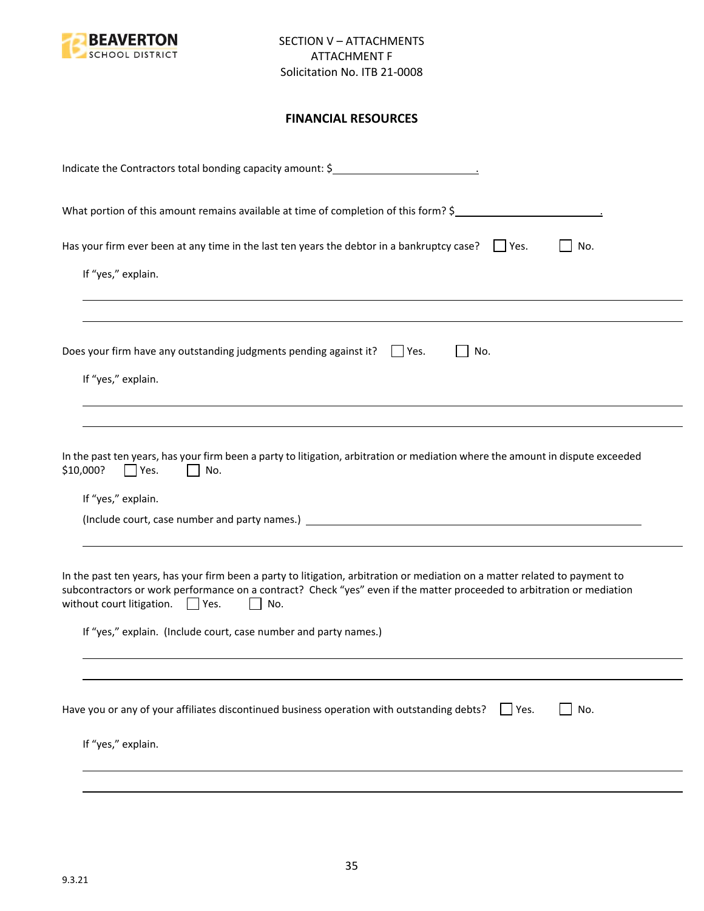SECTION V – ATTACHMENTS
ATTACHMENT F
Solicitation No. ITB 21-0008

**FINANCIAL RESOURCES**

Indicate the Contractors total bonding capacity amount: $________________________.

What portion of this amount remains available at time of completion of this form? $________________________.

Has your firm ever been at any time in the last ten years the debtor in a bankruptcy case? ☐ Yes. ☐ No.

If "yes," explain.

______________________________________________________________________

______________________________________________________________________

Does your firm have any outstanding judgments pending against it? ☐ Yes. ☐ No.

If "yes," explain.

______________________________________________________________________

______________________________________________________________________

In the past ten years, has your firm been a party to litigation, arbitration or mediation where the amount in dispute exceeded $10,000? ☐ Yes. ☐ No.

If "yes," explain.

(Include court, case number and party names.) ________________________________________

______________________________________________________________________

In the past ten years, has your firm been a party to litigation, arbitration or mediation on a matter related to payment to subcontractors or work performance on a contract? Check "yes" even if the matter proceeded to arbitration or mediation without court litigation. ☐ Yes. ☐ No.

If "yes," explain. (Include court, case number and party names.)

______________________________________________________________________

______________________________________________________________________

Have you or any of your affiliates discontinued business operation with outstanding debts? ☐ Yes. ☐ No.

If "yes," explain.

______________________________________________________________________

______________________________________________________________________

9.3.21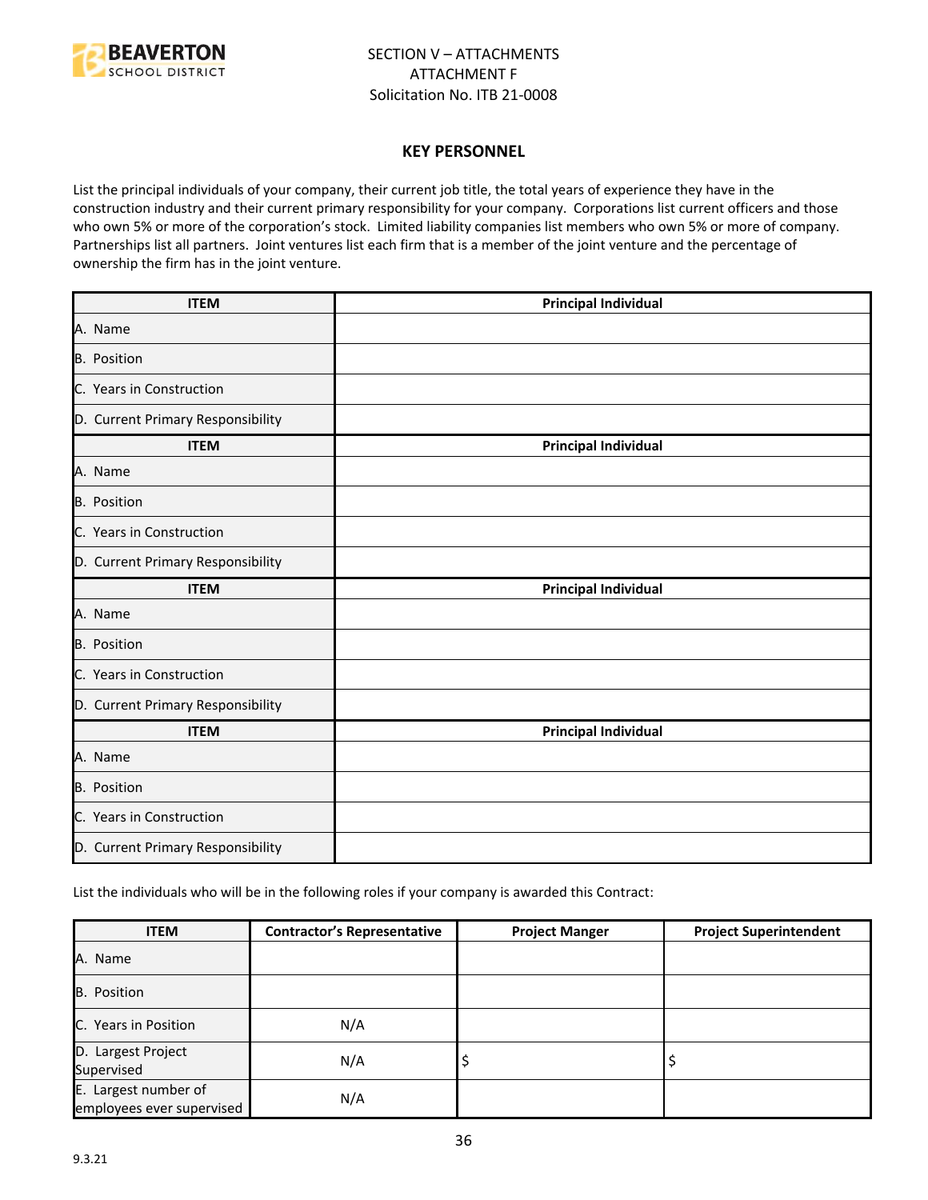SECTION V – ATTACHMENTS
ATTACHMENT F
Solicitation No. ITB 21-0008

## KEY PERSONNEL

List the principal individuals of your company, their current job title, the total years of experience they have in the construction industry and their current primary responsibility for your company. Corporations list current officers and those who own 5% or more of the corporation's stock. Limited liability companies list members who own 5% or more of company. Partnerships list all partners. Joint ventures list each firm that is a member of the joint venture and the percentage of ownership the firm has in the joint venture.

| ITEM | Principal Individual |
|---|---|
| A. Name | |
| B. Position | |
| C. Years in Construction | |
| D. Current Primary Responsibility | |
| **ITEM** | **Principal Individual** |
| A. Name | |
| B. Position | |
| C. Years in Construction | |
| D. Current Primary Responsibility | |
| **ITEM** | **Principal Individual** |
| A. Name | |
| B. Position | |
| C. Years in Construction | |
| D. Current Primary Responsibility | |
| **ITEM** | **Principal Individual** |
| A. Name | |
| B. Position | |
| C. Years in Construction | |
| D. Current Primary Responsibility | |

List the individuals who will be in the following roles if your company is awarded this Contract:

| ITEM | Contractor's Representative | Project Manger | Project Superintendent |
|---|---|---|---|
| A. Name | | | |
| B. Position | | | |
| C. Years in Position | N/A | | |
| D. Largest Project Supervised | N/A | $ | $ |
| E. Largest number of employees ever supervised | N/A | | |

9.3.21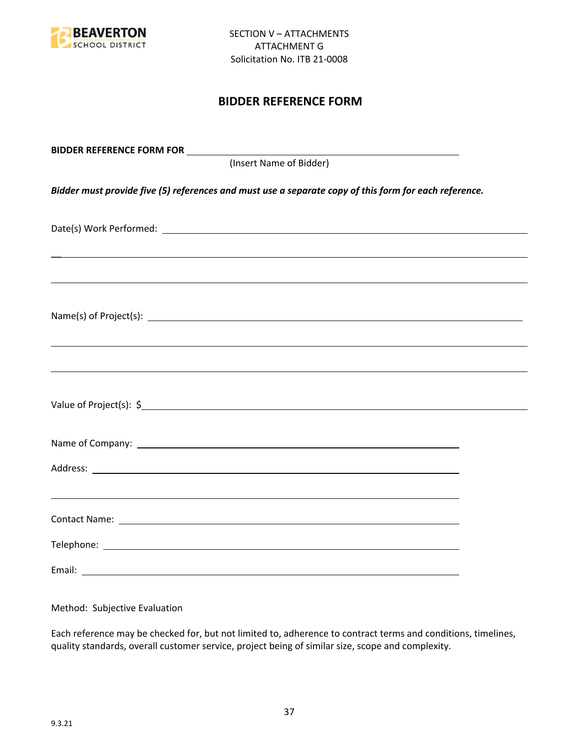SECTION V – ATTACHMENTS
ATTACHMENT G
Solicitation No. ITB 21-0008

# BIDDER REFERENCE FORM

**BIDDER REFERENCE FORM FOR** ______________________________________________
(Insert Name of Bidder)

***Bidder must provide five (5) references and must use a separate copy of this form for each reference.***

Date(s) Work Performed: ______________________________________________

______________________________________________

______________________________________________

Name(s) of Project(s): ______________________________________________

______________________________________________

______________________________________________

Value of Project(s): $______________________________________________

Name of Company: ______________________________________________

Address: ______________________________________________

______________________________________________

Contact Name: ______________________________________________

Telephone: ______________________________________________

Email: ______________________________________________

Method: Subjective Evaluation

Each reference may be checked for, but not limited to, adherence to contract terms and conditions, timelines, quality standards, overall customer service, project being of similar size, scope and complexity.

9.3.21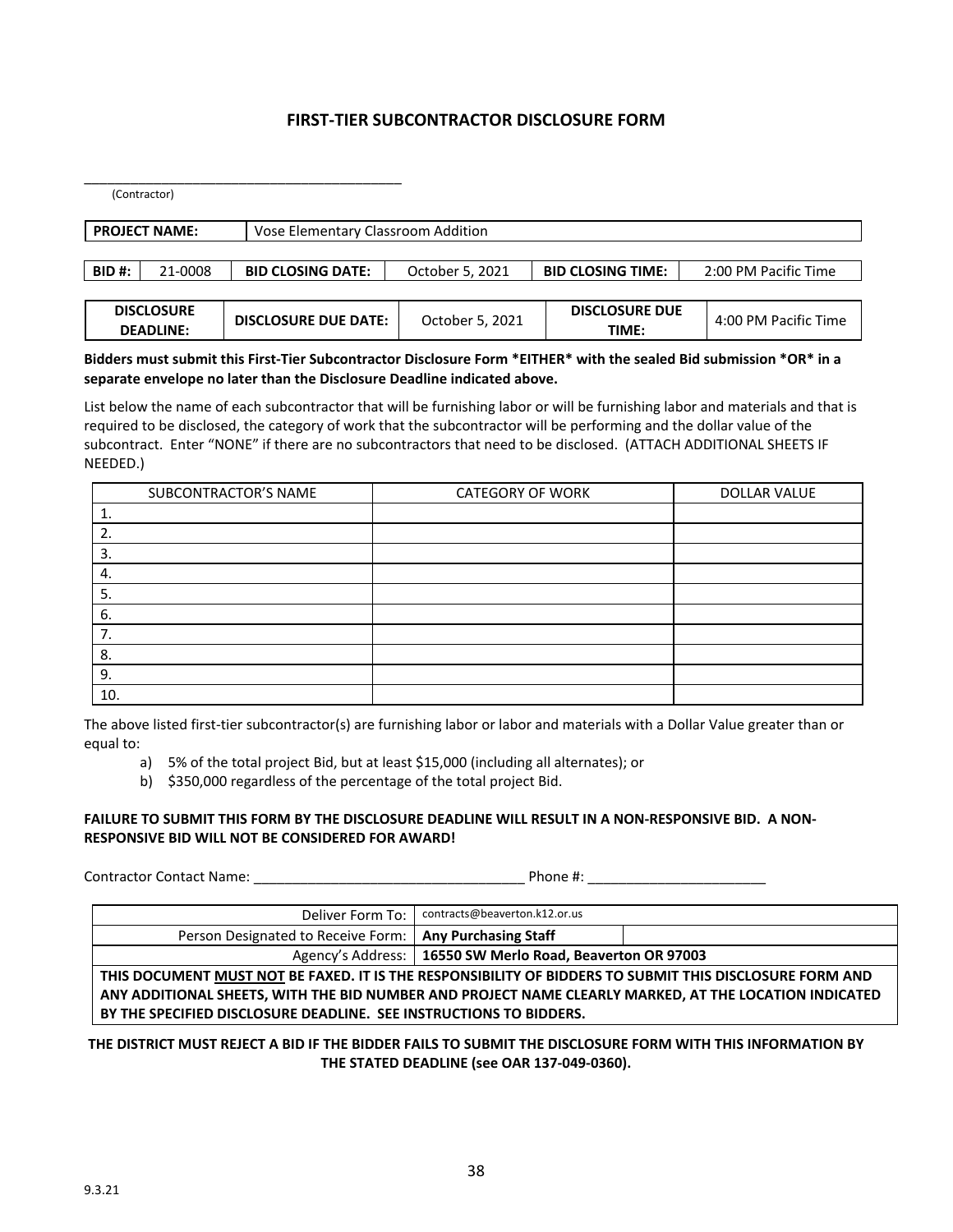# FIRST-TIER SUBCONTRACTOR DISCLOSURE FORM

\_\_\_\_\_\_\_\_\_\_\_\_\_\_\_\_\_\_\_\_\_\_\_\_\_\_\_\_\_\_\_\_\_\_\_\_\_\_\_\_\_\_
(Contractor)

| | |
|---|---|
| **PROJECT NAME:** | Vose Elementary Classroom Addition |

| | | | | | |
|---|---|---|---|---|---|
| **BID #:** | 21-0008 | **BID CLOSING DATE:** | October 5, 2021 | **BID CLOSING TIME:** | 2:00 PM Pacific Time |

| | | | | |
|---|---|---|---|---|
| **DISCLOSURE DEADLINE:** | **DISCLOSURE DUE DATE:** | October 5, 2021 | **DISCLOSURE DUE TIME:** | 4:00 PM Pacific Time |

**Bidders must submit this First-Tier Subcontractor Disclosure Form *EITHER* with the sealed Bid submission *OR* in a separate envelope no later than the Disclosure Deadline indicated above.**

List below the name of each subcontractor that will be furnishing labor or will be furnishing labor and materials and that is required to be disclosed, the category of work that the subcontractor will be performing and the dollar value of the subcontract. Enter "NONE" if there are no subcontractors that need to be disclosed. (ATTACH ADDITIONAL SHEETS IF NEEDED.)

| SUBCONTRACTOR'S NAME | CATEGORY OF WORK | DOLLAR VALUE |
|---|---|---|
| 1. | | |
| 2. | | |
| 3. | | |
| 4. | | |
| 5. | | |
| 6. | | |
| 7. | | |
| 8. | | |
| 9. | | |
| 10. | | |

The above listed first-tier subcontractor(s) are furnishing labor or labor and materials with a Dollar Value greater than or equal to:

a) 5% of the total project Bid, but at least $15,000 (including all alternates); or
b) $350,000 regardless of the percentage of the total project Bid.

**FAILURE TO SUBMIT THIS FORM BY THE DISCLOSURE DEADLINE WILL RESULT IN A NON-RESPONSIVE BID. A NON-RESPONSIVE BID WILL NOT BE CONSIDERED FOR AWARD!**

Contractor Contact Name: \_\_\_\_\_\_\_\_\_\_\_\_\_\_\_\_\_\_\_\_\_\_\_\_\_\_\_\_\_\_\_\_\_\_\_ Phone #: \_\_\_\_\_\_\_\_\_\_\_\_\_\_\_\_\_\_\_\_\_\_\_

| | | |
|---|---|---|
| Deliver Form To: | contracts@beaverton.k12.or.us | |
| Person Designated to Receive Form: | **Any Purchasing Staff** | |
| Agency's Address: | **16550 SW Merlo Road, Beaverton OR 97003** | |

**THIS DOCUMENT <u>MUST NOT</u> BE FAXED. IT IS THE RESPONSIBILITY OF BIDDERS TO SUBMIT THIS DISCLOSURE FORM AND ANY ADDITIONAL SHEETS, WITH THE BID NUMBER AND PROJECT NAME CLEARLY MARKED, AT THE LOCATION INDICATED BY THE SPECIFIED DISCLOSURE DEADLINE. SEE INSTRUCTIONS TO BIDDERS.**

**THE DISTRICT MUST REJECT A BID IF THE BIDDER FAILS TO SUBMIT THE DISCLOSURE FORM WITH THIS INFORMATION BY THE STATED DEADLINE (see OAR 137-049-0360).**

9.3.21